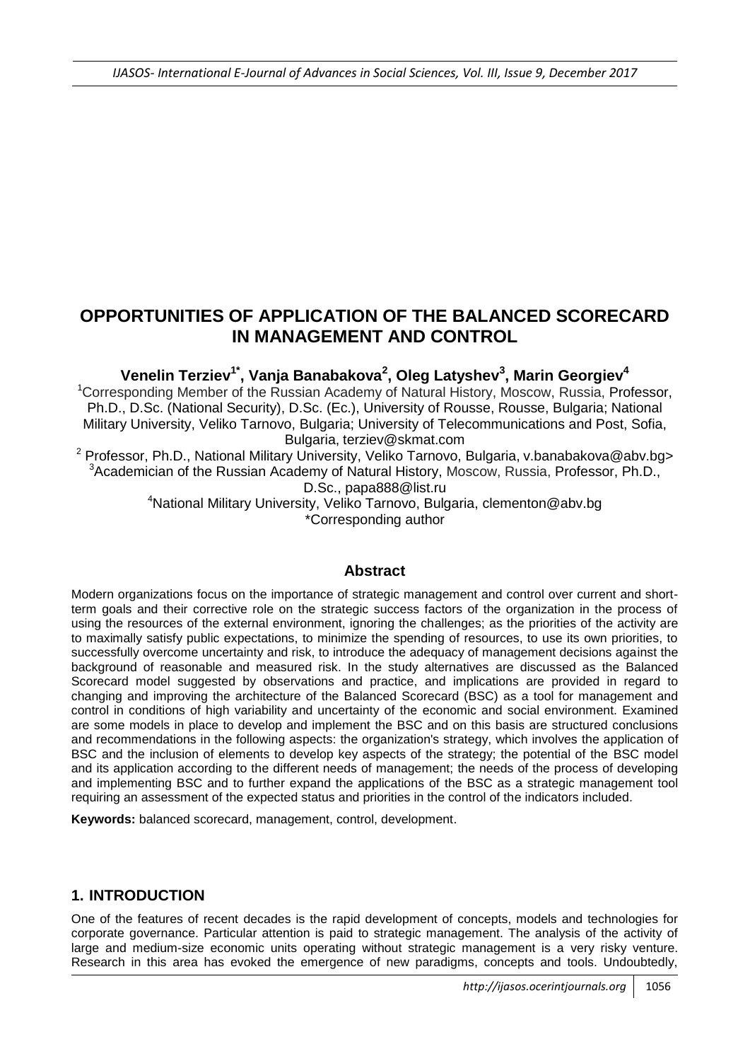# OPPORTUNITIES OF APPLICATION OF THE BALANCED SCORECARD IN MANAGEMENT AND CONTROL

**Venelin Terziev[1*], Vanja Banabakova[2], Oleg Latyshev[3], Marin Georgiev[4]**

[1]Corresponding Member of the Russian Academy of Natural History, Moscow, Russia, Professor, Ph.D., D.Sc. (National Security), D.Sc. (Ec.), University of Rousse, Rousse, Bulgaria; National Military University, Veliko Tarnovo, Bulgaria; University of Telecommunications and Post, Sofia, Bulgaria, terziev@skmat.com

[2] Professor, Ph.D., National Military University, Veliko Tarnovo, Bulgaria, v.banabakova@abv.bg>

[3]Academician of the Russian Academy of Natural History, Moscow, Russia, Professor, Ph.D., D.Sc., papa888@list.ru

[4]National Military University, Veliko Tarnovo, Bulgaria, clementon@abv.bg

*Corresponding author

## Abstract

Modern organizations focus on the importance of strategic management and control over current and short-term goals and their corrective role on the strategic success factors of the organization in the process of using the resources of the external environment, ignoring the challenges; as the priorities of the activity are to maximally satisfy public expectations, to minimize the spending of resources, to use its own priorities, to successfully overcome uncertainty and risk, to introduce the adequacy of management decisions against the background of reasonable and measured risk. In the study alternatives are discussed as the Balanced Scorecard model suggested by observations and practice, and implications are provided in regard to changing and improving the architecture of the Balanced Scorecard (BSC) as a tool for management and control in conditions of high variability and uncertainty of the economic and social environment. Examined are some models in place to develop and implement the BSC and on this basis are structured conclusions and recommendations in the following aspects: the organization's strategy, which involves the application of BSC and the inclusion of elements to develop key aspects of the strategy; the potential of the BSC model and its application according to the different needs of management; the needs of the process of developing and implementing BSC and to further expand the applications of the BSC as a strategic management tool requiring an assessment of the expected status and priorities in the control of the indicators included.

**Keywords:** balanced scorecard, management, control, development.

## 1. INTRODUCTION

One of the features of recent decades is the rapid development of concepts, models and technologies for corporate governance. Particular attention is paid to strategic management. The analysis of the activity of large and medium-size economic units operating without strategic management is a very risky venture. Research in this area has evoked the emergence of new paradigms, concepts and tools. Undoubtedly,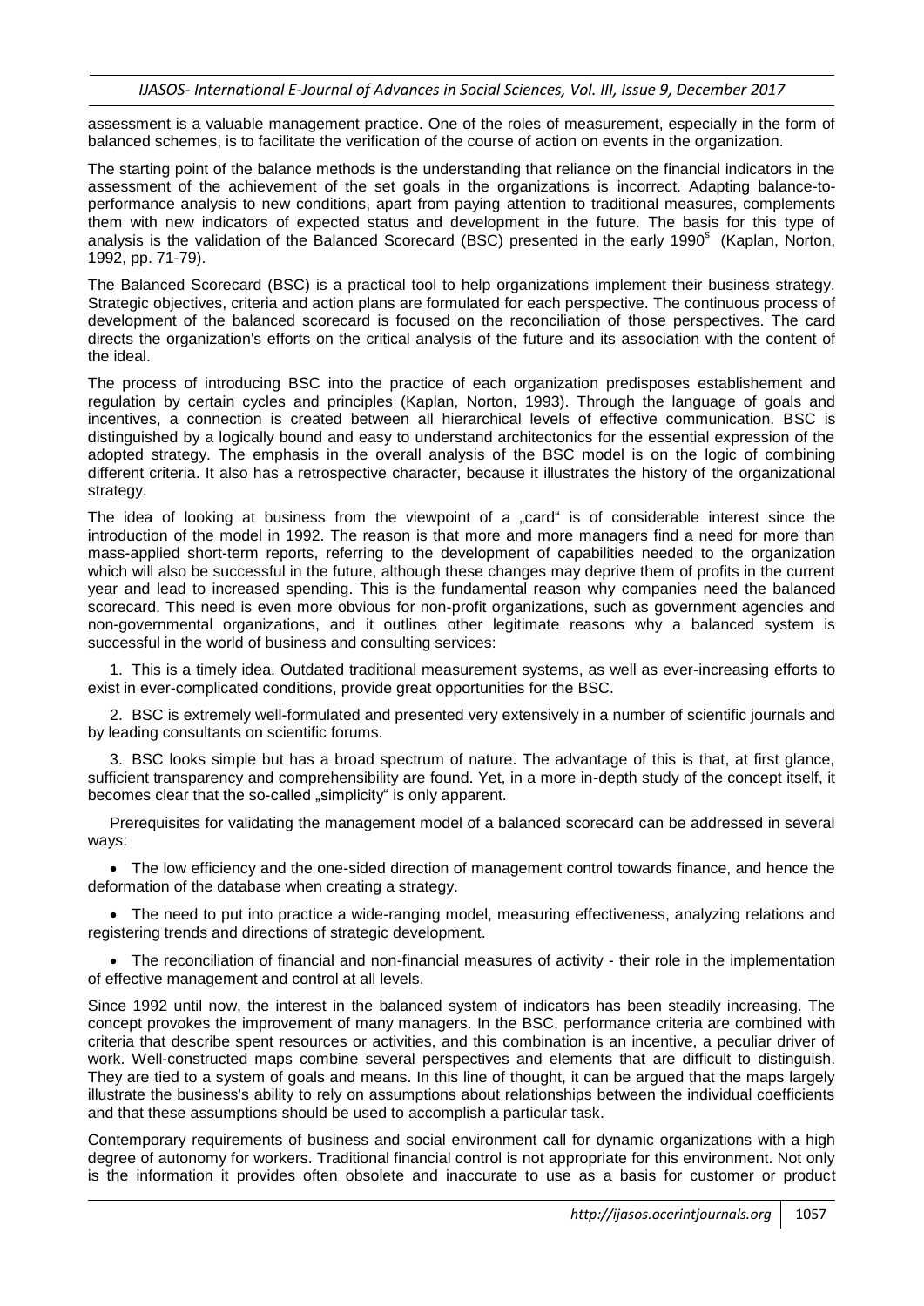assessment is a valuable management practice. One of the roles of measurement, especially in the form of balanced schemes, is to facilitate the verification of the course of action on events in the organization.

The starting point of the balance methods is the understanding that reliance on the financial indicators in the assessment of the achievement of the set goals in the organizations is incorrect. Adapting balance-to-performance analysis to new conditions, apart from paying attention to traditional measures, complements them with new indicators of expected status and development in the future. The basis for this type of analysis is the validation of the Balanced Scorecard (BSC) presented in the early 1990s (Kaplan, Norton, 1992, pp. 71-79).

The Balanced Scorecard (BSC) is a practical tool to help organizations implement their business strategy. Strategic objectives, criteria and action plans are formulated for each perspective. The continuous process of development of the balanced scorecard is focused on the reconciliation of those perspectives. The card directs the organization's efforts on the critical analysis of the future and its association with the content of the ideal.

The process of introducing BSC into the practice of each organization predisposes establishement and regulation by certain cycles and principles (Kaplan, Norton, 1993). Through the language of goals and incentives, a connection is created between all hierarchical levels of effective communication. BSC is distinguished by a logically bound and easy to understand architectonics for the essential expression of the adopted strategy. The emphasis in the overall analysis of the BSC model is on the logic of combining different criteria. It also has a retrospective character, because it illustrates the history of the organizational strategy.

The idea of looking at business from the viewpoint of a „card" is of considerable interest since the introduction of the model in 1992. The reason is that more and more managers find a need for more than mass-applied short-term reports, referring to the development of capabilities needed to the organization which will also be successful in the future, although these changes may deprive them of profits in the current year and lead to increased spending. This is the fundamental reason why companies need the balanced scorecard. This need is even more obvious for non-profit organizations, such as government agencies and non-governmental organizations, and it outlines other legitimate reasons why a balanced system is successful in the world of business and consulting services:

1. This is a timely idea. Outdated traditional measurement systems, as well as ever-increasing efforts to exist in ever-complicated conditions, provide great opportunities for the BSC.

2. BSC is extremely well-formulated and presented very extensively in a number of scientific journals and by leading consultants on scientific forums.

3. BSC looks simple but has a broad spectrum of nature. The advantage of this is that, at first glance, sufficient transparency and comprehensibility are found. Yet, in a more in-depth study of the concept itself, it becomes clear that the so-called „simplicity" is only apparent.

Prerequisites for validating the management model of a balanced scorecard can be addressed in several ways:

- The low efficiency and the one-sided direction of management control towards finance, and hence the deformation of the database when creating a strategy.
- The need to put into practice a wide-ranging model, measuring effectiveness, analyzing relations and registering trends and directions of strategic development.
- The reconciliation of financial and non-financial measures of activity - their role in the implementation of effective management and control at all levels.

Since 1992 until now, the interest in the balanced system of indicators has been steadily increasing. The concept provokes the improvement of many managers. In the BSC, performance criteria are combined with criteria that describe spent resources or activities, and this combination is an incentive, a peculiar driver of work. Well-constructed maps combine several perspectives and elements that are difficult to distinguish. They are tied to a system of goals and means. In this line of thought, it can be argued that the maps largely illustrate the business's ability to rely on assumptions about relationships between the individual coefficients and that these assumptions should be used to accomplish a particular task.

Contemporary requirements of business and social environment call for dynamic organizations with a high degree of autonomy for workers. Traditional financial control is not appropriate for this environment. Not only is the information it provides often obsolete and inaccurate to use as a basis for customer or product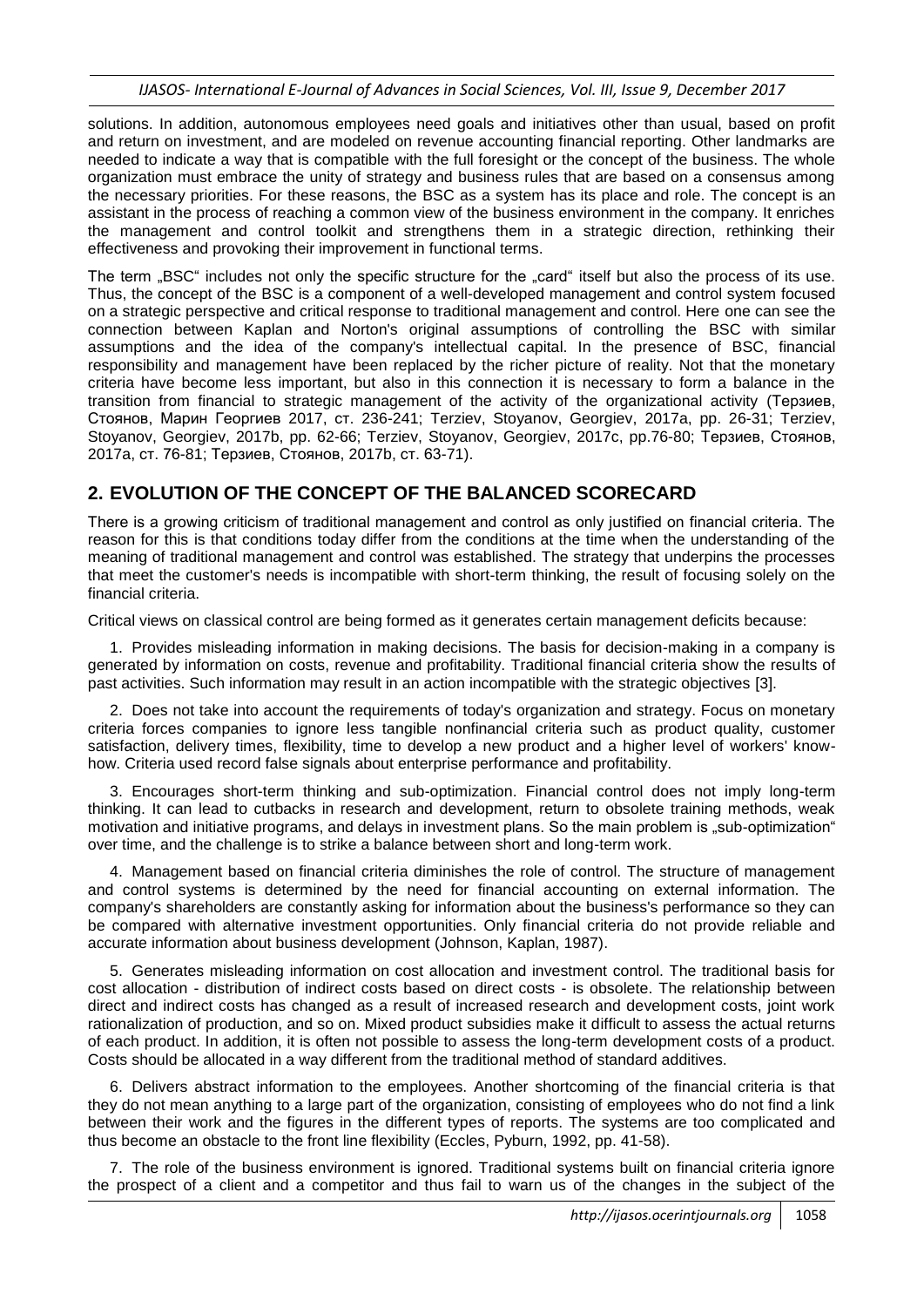solutions. In addition, autonomous employees need goals and initiatives other than usual, based on profit and return on investment, and are modeled on revenue accounting financial reporting. Other landmarks are needed to indicate a way that is compatible with the full foresight or the concept of the business. The whole organization must embrace the unity of strategy and business rules that are based on a consensus among the necessary priorities. For these reasons, the BSC as a system has its place and role. The concept is an assistant in the process of reaching a common view of the business environment in the company. It enriches the management and control toolkit and strengthens them in a strategic direction, rethinking their effectiveness and provoking their improvement in functional terms.

The term „BSC" includes not only the specific structure for the „card" itself but also the process of its use. Thus, the concept of the BSC is a component of a well-developed management and control system focused on a strategic perspective and critical response to traditional management and control. Here one can see the connection between Kaplan and Norton's original assumptions of controlling the BSC with similar assumptions and the idea of the company's intellectual capital. In the presence of BSC, financial responsibility and management have been replaced by the richer picture of reality. Not that the monetary criteria have become less important, but also in this connection it is necessary to form a balance in the transition from financial to strategic management of the activity of the organizational activity (Терзиев, Стоянов, Марин Георгиев 2017, ст. 236-241; Terziev, Stoyanov, Georgiev, 2017a, pp. 26-31; Terziev, Stoyanov, Georgiev, 2017b, pp. 62-66; Terziev, Stoyanov, Georgiev, 2017c, pp.76-80; Терзиев, Стоянов, 2017a, ст. 76-81; Терзиев, Стоянов, 2017b, ст. 63-71).

## 2. EVOLUTION OF THE CONCEPT OF THE BALANCED SCORECARD

There is a growing criticism of traditional management and control as only justified on financial criteria. The reason for this is that conditions today differ from the conditions at the time when the understanding of the meaning of traditional management and control was established. The strategy that underpins the processes that meet the customer's needs is incompatible with short-term thinking, the result of focusing solely on the financial criteria.

Critical views on classical control are being formed as it generates certain management deficits because:

1. Provides misleading information in making decisions. The basis for decision-making in a company is generated by information on costs, revenue and profitability. Traditional financial criteria show the results of past activities. Such information may result in an action incompatible with the strategic objectives [3].

2. Does not take into account the requirements of today's organization and strategy. Focus on monetary criteria forces companies to ignore less tangible nonfinancial criteria such as product quality, customer satisfaction, delivery times, flexibility, time to develop a new product and a higher level of workers' know-how. Criteria used record false signals about enterprise performance and profitability.

3. Encourages short-term thinking and sub-optimization. Financial control does not imply long-term thinking. It can lead to cutbacks in research and development, return to obsolete training methods, weak motivation and initiative programs, and delays in investment plans. So the main problem is „sub-optimization" over time, and the challenge is to strike a balance between short and long-term work.

4. Management based on financial criteria diminishes the role of control. The structure of management and control systems is determined by the need for financial accounting on external information. The company's shareholders are constantly asking for information about the business's performance so they can be compared with alternative investment opportunities. Only financial criteria do not provide reliable and accurate information about business development (Johnson, Kaplan, 1987).

5. Generates misleading information on cost allocation and investment control. The traditional basis for cost allocation - distribution of indirect costs based on direct costs - is obsolete. The relationship between direct and indirect costs has changed as a result of increased research and development costs, joint work rationalization of production, and so on. Mixed product subsidies make it difficult to assess the actual returns of each product. In addition, it is often not possible to assess the long-term development costs of a product. Costs should be allocated in a way different from the traditional method of standard additives.

6. Delivers abstract information to the employees. Another shortcoming of the financial criteria is that they do not mean anything to a large part of the organization, consisting of employees who do not find a link between their work and the figures in the different types of reports. The systems are too complicated and thus become an obstacle to the front line flexibility (Eccles, Pyburn, 1992, pp. 41-58).

7. The role of the business environment is ignored. Traditional systems built on financial criteria ignore the prospect of a client and a competitor and thus fail to warn us of the changes in the subject of the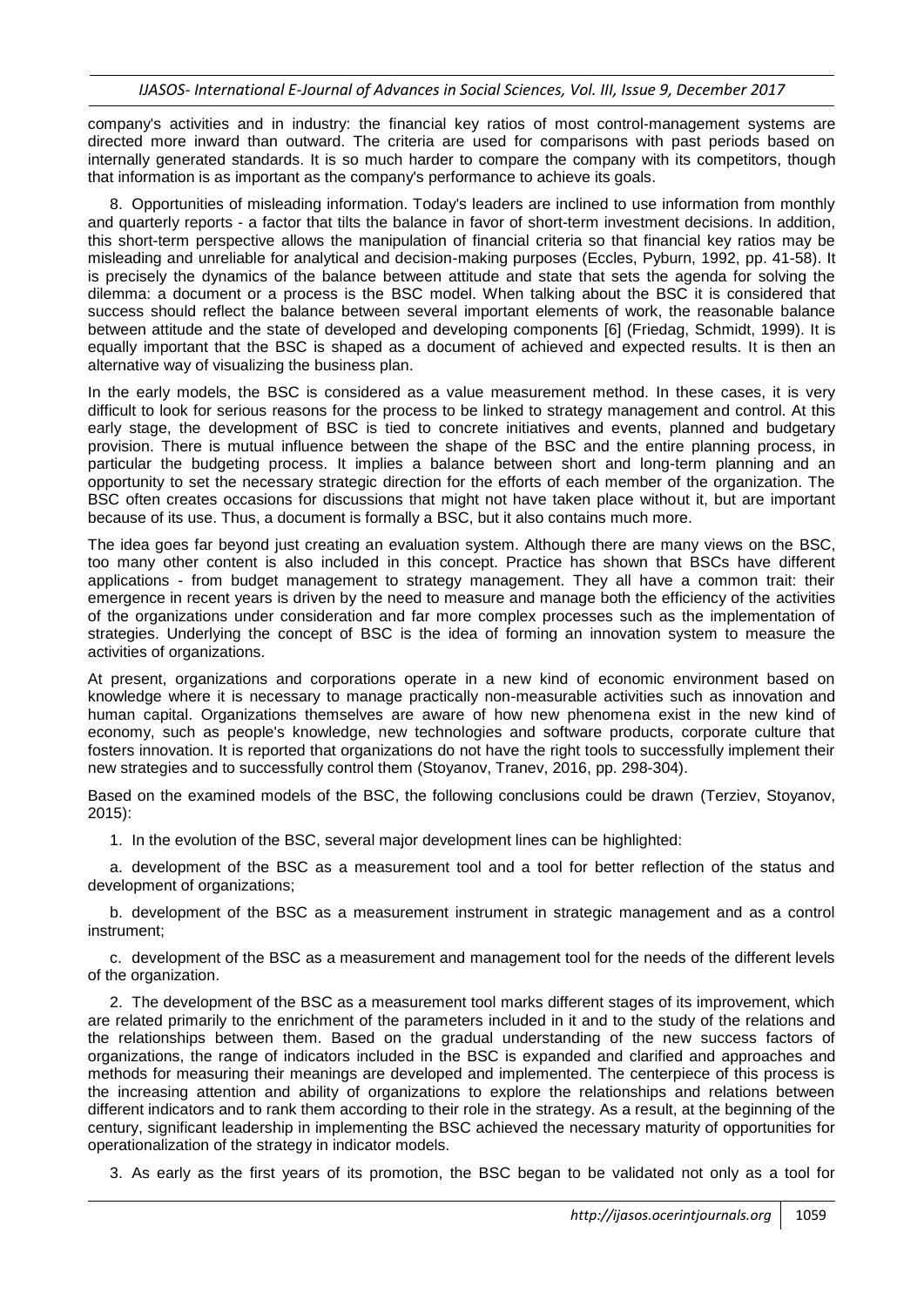company's activities and in industry: the financial key ratios of most control-management systems are directed more inward than outward. The criteria are used for comparisons with past periods based on internally generated standards. It is so much harder to compare the company with its competitors, though that information is as important as the company's performance to achieve its goals.

8. Opportunities of misleading information. Today's leaders are inclined to use information from monthly and quarterly reports - a factor that tilts the balance in favor of short-term investment decisions. In addition, this short-term perspective allows the manipulation of financial criteria so that financial key ratios may be misleading and unreliable for analytical and decision-making purposes (Eccles, Pyburn, 1992, pp. 41-58). It is precisely the dynamics of the balance between attitude and state that sets the agenda for solving the dilemma: a document or a process is the BSC model. When talking about the BSC it is considered that success should reflect the balance between several important elements of work, the reasonable balance between attitude and the state of developed and developing components [6] (Friedag, Schmidt, 1999). It is equally important that the BSC is shaped as a document of achieved and expected results. It is then an alternative way of visualizing the business plan.

In the early models, the BSC is considered as a value measurement method. In these cases, it is very difficult to look for serious reasons for the process to be linked to strategy management and control. At this early stage, the development of BSC is tied to concrete initiatives and events, planned and budgetary provision. There is mutual influence between the shape of the BSC and the entire planning process, in particular the budgeting process. It implies a balance between short and long-term planning and an opportunity to set the necessary strategic direction for the efforts of each member of the organization. The BSC often creates occasions for discussions that might not have taken place without it, but are important because of its use. Thus, a document is formally a BSC, but it also contains much more.

The idea goes far beyond just creating an evaluation system. Although there are many views on the BSC, too many other content is also included in this concept. Practice has shown that BSCs have different applications - from budget management to strategy management. They all have a common trait: their emergence in recent years is driven by the need to measure and manage both the efficiency of the activities of the organizations under consideration and far more complex processes such as the implementation of strategies. Underlying the concept of BSC is the idea of forming an innovation system to measure the activities of organizations.

At present, organizations and corporations operate in a new kind of economic environment based on knowledge where it is necessary to manage practically non-measurable activities such as innovation and human capital. Organizations themselves are aware of how new phenomena exist in the new kind of economy, such as people's knowledge, new technologies and software products, corporate culture that fosters innovation. It is reported that organizations do not have the right tools to successfully implement their new strategies and to successfully control them (Stoyanov, Tranev, 2016, pp. 298-304).

Based on the examined models of the BSC, the following conclusions could be drawn (Terziev, Stoyanov, 2015):

1. In the evolution of the BSC, several major development lines can be highlighted:

   a. development of the BSC as a measurement tool and a tool for better reflection of the status and development of organizations;

   b. development of the BSC as a measurement instrument in strategic management and as a control instrument;

   c. development of the BSC as a measurement and management tool for the needs of the different levels of the organization.

2. The development of the BSC as a measurement tool marks different stages of its improvement, which are related primarily to the enrichment of the parameters included in it and to the study of the relations and the relationships between them. Based on the gradual understanding of the new success factors of organizations, the range of indicators included in the BSC is expanded and clarified and approaches and methods for measuring their meanings are developed and implemented. The centerpiece of this process is the increasing attention and ability of organizations to explore the relationships and relations between different indicators and to rank them according to their role in the strategy. As a result, at the beginning of the century, significant leadership in implementing the BSC achieved the necessary maturity of opportunities for operationalization of the strategy in indicator models.

3. As early as the first years of its promotion, the BSC began to be validated not only as a tool for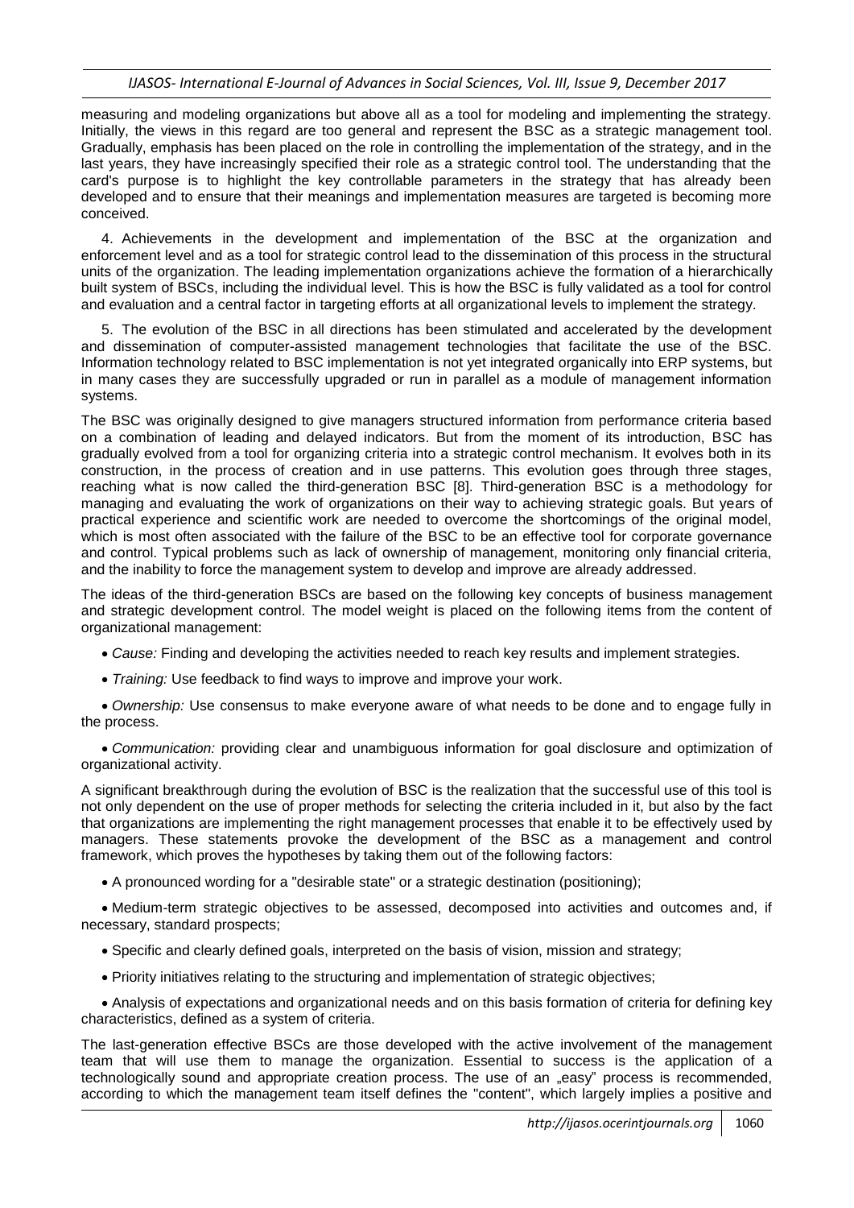measuring and modeling organizations but above all as a tool for modeling and implementing the strategy. Initially, the views in this regard are too general and represent the BSC as a strategic management tool. Gradually, emphasis has been placed on the role in controlling the implementation of the strategy, and in the last years, they have increasingly specified their role as a strategic control tool. The understanding that the card's purpose is to highlight the key controllable parameters in the strategy that has already been developed and to ensure that their meanings and implementation measures are targeted is becoming more conceived.

4. Achievements in the development and implementation of the BSC at the organization and enforcement level and as a tool for strategic control lead to the dissemination of this process in the structural units of the organization. The leading implementation organizations achieve the formation of a hierarchically built system of BSCs, including the individual level. This is how the BSC is fully validated as a tool for control and evaluation and a central factor in targeting efforts at all organizational levels to implement the strategy.

5. The evolution of the BSC in all directions has been stimulated and accelerated by the development and dissemination of computer-assisted management technologies that facilitate the use of the BSC. Information technology related to BSC implementation is not yet integrated organically into ERP systems, but in many cases they are successfully upgraded or run in parallel as a module of management information systems.

The BSC was originally designed to give managers structured information from performance criteria based on a combination of leading and delayed indicators. But from the moment of its introduction, BSC has gradually evolved from a tool for organizing criteria into a strategic control mechanism. It evolves both in its construction, in the process of creation and in use patterns. This evolution goes through three stages, reaching what is now called the third-generation BSC [8]. Third-generation BSC is a methodology for managing and evaluating the work of organizations on their way to achieving strategic goals. But years of practical experience and scientific work are needed to overcome the shortcomings of the original model, which is most often associated with the failure of the BSC to be an effective tool for corporate governance and control. Typical problems such as lack of ownership of management, monitoring only financial criteria, and the inability to force the management system to develop and improve are already addressed.

The ideas of the third-generation BSCs are based on the following key concepts of business management and strategic development control. The model weight is placed on the following items from the content of organizational management:

- *Cause:* Finding and developing the activities needed to reach key results and implement strategies.
- *Training:* Use feedback to find ways to improve and improve your work.
- *Ownership:* Use consensus to make everyone aware of what needs to be done and to engage fully in the process.
- *Communication:* providing clear and unambiguous information for goal disclosure and optimization of organizational activity.

A significant breakthrough during the evolution of BSC is the realization that the successful use of this tool is not only dependent on the use of proper methods for selecting the criteria included in it, but also by the fact that organizations are implementing the right management processes that enable it to be effectively used by managers. These statements provoke the development of the BSC as a management and control framework, which proves the hypotheses by taking them out of the following factors:

- A pronounced wording for a "desirable state" or a strategic destination (positioning);
- Medium-term strategic objectives to be assessed, decomposed into activities and outcomes and, if necessary, standard prospects;
- Specific and clearly defined goals, interpreted on the basis of vision, mission and strategy;
- Priority initiatives relating to the structuring and implementation of strategic objectives;
- Analysis of expectations and organizational needs and on this basis formation of criteria for defining key characteristics, defined as a system of criteria.

The last-generation effective BSCs are those developed with the active involvement of the management team that will use them to manage the organization. Essential to success is the application of a technologically sound and appropriate creation process. The use of an „easy" process is recommended, according to which the management team itself defines the "content", which largely implies a positive and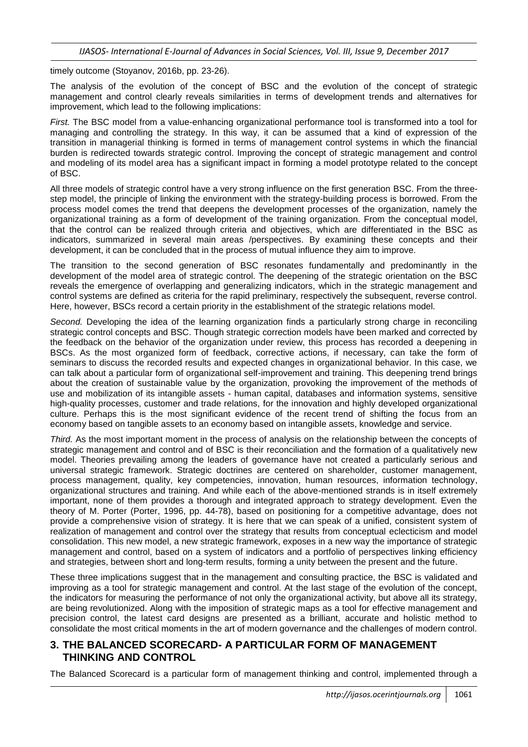timely outcome (Stoyanov, 2016b, pp. 23-26).

The analysis of the evolution of the concept of BSC and the evolution of the concept of strategic management and control clearly reveals similarities in terms of development trends and alternatives for improvement, which lead to the following implications:

*First.* The BSC model from a value-enhancing organizational performance tool is transformed into a tool for managing and controlling the strategy. In this way, it can be assumed that a kind of expression of the transition in managerial thinking is formed in terms of management control systems in which the financial burden is redirected towards strategic control. Improving the concept of strategic management and control and modeling of its model area has a significant impact in forming a model prototype related to the concept of BSC.

All three models of strategic control have a very strong influence on the first generation BSC. From the three-step model, the principle of linking the environment with the strategy-building process is borrowed. From the process model comes the trend that deepens the development processes of the organization, namely the organizational training as a form of development of the training organization. From the conceptual model, that the control can be realized through criteria and objectives, which are differentiated in the BSC as indicators, summarized in several main areas /perspectives. By examining these concepts and their development, it can be concluded that in the process of mutual influence they aim to improve.

The transition to the second generation of BSC resonates fundamentally and predominantly in the development of the model area of strategic control. The deepening of the strategic orientation on the BSC reveals the emergence of overlapping and generalizing indicators, which in the strategic management and control systems are defined as criteria for the rapid preliminary, respectively the subsequent, reverse control. Here, however, BSCs record a certain priority in the establishment of the strategic relations model.

*Second.* Developing the idea of the learning organization finds a particularly strong charge in reconciling strategic control concepts and BSC. Though strategic correction models have been marked and corrected by the feedback on the behavior of the organization under review, this process has recorded a deepening in BSCs. As the most organized form of feedback, corrective actions, if necessary, can take the form of seminars to discuss the recorded results and expected changes in organizational behavior. In this case, we can talk about a particular form of organizational self-improvement and training. This deepening trend brings about the creation of sustainable value by the organization, provoking the improvement of the methods of use and mobilization of its intangible assets - human capital, databases and information systems, sensitive high-quality processes, customer and trade relations, for the innovation and highly developed organizational culture. Perhaps this is the most significant evidence of the recent trend of shifting the focus from an economy based on tangible assets to an economy based on intangible assets, knowledge and service.

*Third.* As the most important moment in the process of analysis on the relationship between the concepts of strategic management and control and of BSC is their reconciliation and the formation of a qualitatively new model. Theories prevailing among the leaders of governance have not created a particularly serious and universal strategic framework. Strategic doctrines are centered on shareholder, customer management, process management, quality, key competencies, innovation, human resources, information technology, organizational structures and training. And while each of the above-mentioned strands is in itself extremely important, none of them provides a thorough and integrated approach to strategy development. Even the theory of M. Porter (Porter, 1996, pp. 44-78), based on positioning for a competitive advantage, does not provide a comprehensive vision of strategy. It is here that we can speak of a unified, consistent system of realization of management and control over the strategy that results from conceptual eclecticism and model consolidation. This new model, a new strategic framework, exposes in a new way the importance of strategic management and control, based on a system of indicators and a portfolio of perspectives linking efficiency and strategies, between short and long-term results, forming a unity between the present and the future.

These three implications suggest that in the management and consulting practice, the BSC is validated and improving as a tool for strategic management and control. At the last stage of the evolution of the concept, the indicators for measuring the performance of not only the organizational activity, but above all its strategy, are being revolutionized. Along with the imposition of strategic maps as a tool for effective management and precision control, the latest card designs are presented as a brilliant, accurate and holistic method to consolidate the most critical moments in the art of modern governance and the challenges of modern control.

## 3. THE BALANCED SCORECARD- A PARTICULAR FORM OF MANAGEMENT THINKING AND CONTROL

The Balanced Scorecard is a particular form of management thinking and control, implemented through a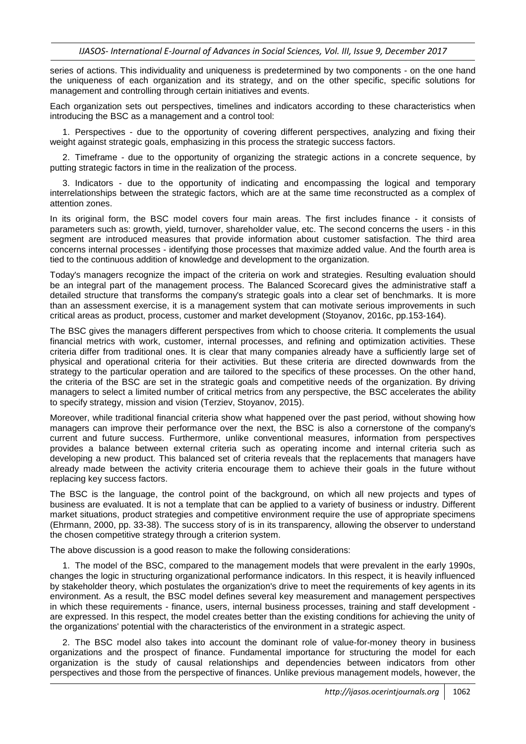series of actions. This individuality and uniqueness is predetermined by two components - on the one hand the uniqueness of each organization and its strategy, and on the other specific, specific solutions for management and controlling through certain initiatives and events.

Each organization sets out perspectives, timelines and indicators according to these characteristics when introducing the BSC as a management and a control tool:

1. Perspectives - due to the opportunity of covering different perspectives, analyzing and fixing their weight against strategic goals, emphasizing in this process the strategic success factors.

2. Timeframe - due to the opportunity of organizing the strategic actions in a concrete sequence, by putting strategic factors in time in the realization of the process.

3. Indicators - due to the opportunity of indicating and encompassing the logical and temporary interrelationships between the strategic factors, which are at the same time reconstructed as a complex of attention zones.

In its original form, the BSC model covers four main areas. The first includes finance - it consists of parameters such as: growth, yield, turnover, shareholder value, etc. The second concerns the users - in this segment are introduced measures that provide information about customer satisfaction. The third area concerns internal processes - identifying those processes that maximize added value. And the fourth area is tied to the continuous addition of knowledge and development to the organization.

Today's managers recognize the impact of the criteria on work and strategies. Resulting evaluation should be an integral part of the management process. The Balanced Scorecard gives the administrative staff a detailed structure that transforms the company's strategic goals into a clear set of benchmarks. It is more than an assessment exercise, it is a management system that can motivate serious improvements in such critical areas as product, process, customer and market development (Stoyanov, 2016c, pp.153-164).

The BSC gives the managers different perspectives from which to choose criteria. It complements the usual financial metrics with work, customer, internal processes, and refining and optimization activities. These criteria differ from traditional ones. It is clear that many companies already have a sufficiently large set of physical and operational criteria for their activities. But these criteria are directed downwards from the strategy to the particular operation and are tailored to the specifics of these processes. On the other hand, the criteria of the BSC are set in the strategic goals and competitive needs of the organization. By driving managers to select a limited number of critical metrics from any perspective, the BSC accelerates the ability to specify strategy, mission and vision (Terziev, Stoyanov, 2015).

Moreover, while traditional financial criteria show what happened over the past period, without showing how managers can improve their performance over the next, the BSC is also a cornerstone of the company's current and future success. Furthermore, unlike conventional measures, information from perspectives provides a balance between external criteria such as operating income and internal criteria such as developing a new product. This balanced set of criteria reveals that the replacements that managers have already made between the activity criteria encourage them to achieve their goals in the future without replacing key success factors.

The BSC is the language, the control point of the background, on which all new projects and types of business are evaluated. It is not a template that can be applied to a variety of business or industry. Different market situations, product strategies and competitive environment require the use of appropriate specimens (Ehrmann, 2000, pp. 33-38). The success story of is in its transparency, allowing the observer to understand the chosen competitive strategy through a criterion system.

The above discussion is a good reason to make the following considerations:

1. The model of the BSC, compared to the management models that were prevalent in the early 1990s, changes the logic in structuring organizational performance indicators. In this respect, it is heavily influenced by stakeholder theory, which postulates the organization's drive to meet the requirements of key agents in its environment. As a result, the BSC model defines several key measurement and management perspectives in which these requirements - finance, users, internal business processes, training and staff development - are expressed. In this respect, the model creates better than the existing conditions for achieving the unity of the organizations' potential with the characteristics of the environment in a strategic aspect.

2. The BSC model also takes into account the dominant role of value-for-money theory in business organizations and the prospect of finance. Fundamental importance for structuring the model for each organization is the study of causal relationships and dependencies between indicators from other perspectives and those from the perspective of finances. Unlike previous management models, however, the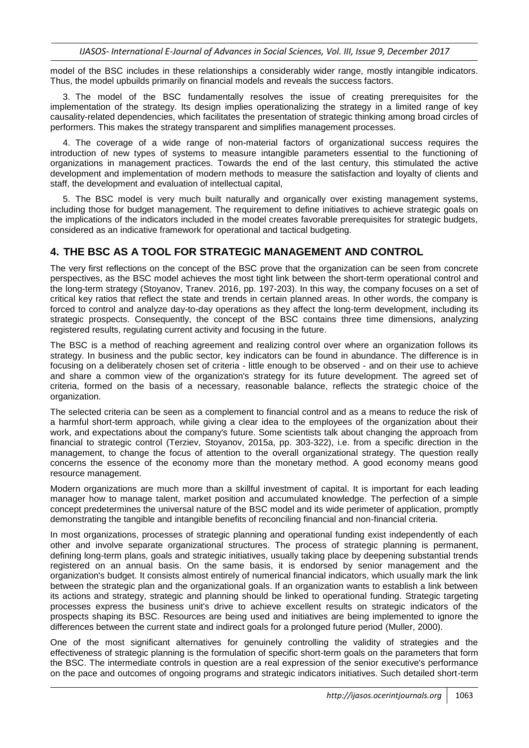model of the BSC includes in these relationships a considerably wider range, mostly intangible indicators. Thus, the model upbuilds primarily on financial models and reveals the success factors.

3. The model of the BSC fundamentally resolves the issue of creating prerequisites for the implementation of the strategy. Its design implies operationalizing the strategy in a limited range of key causality-related dependencies, which facilitates the presentation of strategic thinking among broad circles of performers. This makes the strategy transparent and simplifies management processes.

4. The coverage of a wide range of non-material factors of organizational success requires the introduction of new types of systems to measure intangible parameters essential to the functioning of organizations in management practices. Towards the end of the last century, this stimulated the active development and implementation of modern methods to measure the satisfaction and loyalty of clients and staff, the development and evaluation of intellectual capital,

5. The BSC model is very much built naturally and organically over existing management systems, including those for budget management. The requirement to define initiatives to achieve strategic goals on the implications of the indicators included in the model creates favorable prerequisites for strategic budgets, considered as an indicative framework for operational and tactical budgeting.

## 4. THE BSC AS A TOOL FOR STRATEGIC MANAGEMENT AND CONTROL

The very first reflections on the concept of the BSC prove that the organization can be seen from concrete perspectives, as the BSC model achieves the most tight link between the short-term operational control and the long-term strategy (Stoyanov, Tranev. 2016, pp. 197-203). In this way, the company focuses on a set of critical key ratios that reflect the state and trends in certain planned areas. In other words, the company is forced to control and analyze day-to-day operations as they affect the long-term development, including its strategic prospects. Consequently, the concept of the BSC contains three time dimensions, analyzing registered results, regulating current activity and focusing in the future.

The BSC is a method of reaching agreement and realizing control over where an organization follows its strategy. In business and the public sector, key indicators can be found in abundance. The difference is in focusing on a deliberately chosen set of criteria - little enough to be observed - and on their use to achieve and share a common view of the organization's strategy for its future development. The agreed set of criteria, formed on the basis of a necessary, reasonable balance, reflects the strategic choice of the organization.

The selected criteria can be seen as a complement to financial control and as a means to reduce the risk of a harmful short-term approach, while giving a clear idea to the employees of the organization about their work, and expectations about the company's future. Some scientists talk about changing the approach from financial to strategic control (Terziev, Stoyanov, 2015a, pp. 303-322), i.e. from a specific direction in the management, to change the focus of attention to the overall organizational strategy. The question really concerns the essence of the economy more than the monetary method. A good economy means good resource management.

Modern organizations are much more than a skillful investment of capital. It is important for each leading manager how to manage talent, market position and accumulated knowledge. The perfection of a simple concept predetermines the universal nature of the BSC model and its wide perimeter of application, promptly demonstrating the tangible and intangible benefits of reconciling financial and non-financial criteria.

In most organizations, processes of strategic planning and operational funding exist independently of each other and involve separate organizational structures. The process of strategic planning is permanent, defining long-term plans, goals and strategic initiatives, usually taking place by deepening substantial trends registered on an annual basis. On the same basis, it is endorsed by senior management and the organization's budget. It consists almost entirely of numerical financial indicators, which usually mark the link between the strategic plan and the organizational goals. If an organization wants to establish a link between its actions and strategy, strategic and planning should be linked to operational funding. Strategic targeting processes express the business unit's drive to achieve excellent results on strategic indicators of the prospects shaping its BSC. Resources are being used and initiatives are being implemented to ignore the differences between the current state and indirect goals for a prolonged future period (Muller, 2000).

One of the most significant alternatives for genuinely controlling the validity of strategies and the effectiveness of strategic planning is the formulation of specific short-term goals on the parameters that form the BSC. The intermediate controls in question are a real expression of the senior executive's performance on the pace and outcomes of ongoing programs and strategic indicators initiatives. Such detailed short-term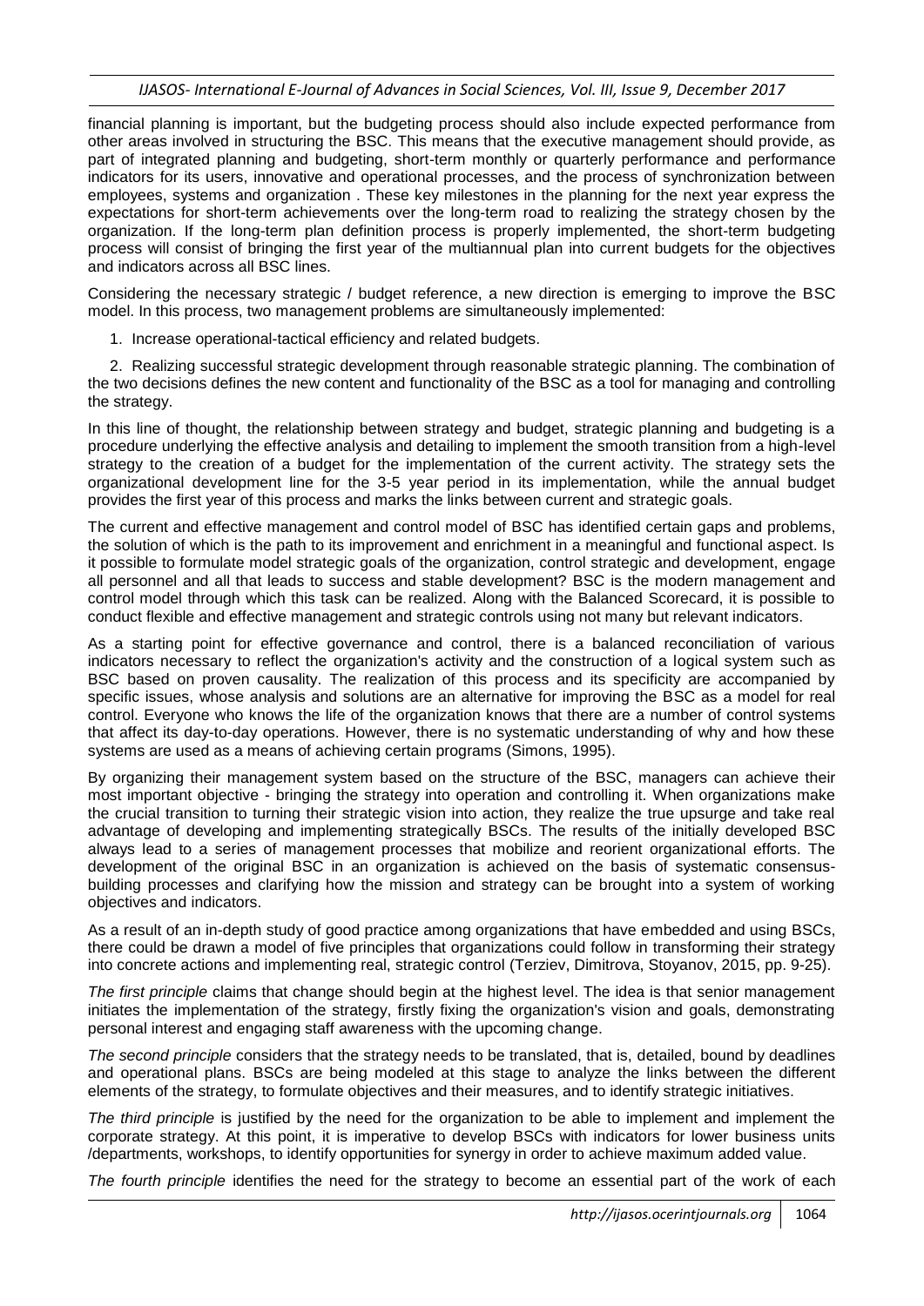financial planning is important, but the budgeting process should also include expected performance from other areas involved in structuring the BSC. This means that the executive management should provide, as part of integrated planning and budgeting, short-term monthly or quarterly performance and performance indicators for its users, innovative and operational processes, and the process of synchronization between employees, systems and organization . These key milestones in the planning for the next year express the expectations for short-term achievements over the long-term road to realizing the strategy chosen by the organization. If the long-term plan definition process is properly implemented, the short-term budgeting process will consist of bringing the first year of the multiannual plan into current budgets for the objectives and indicators across all BSC lines.

Considering the necessary strategic / budget reference, a new direction is emerging to improve the BSC model. In this process, two management problems are simultaneously implemented:

1. Increase operational-tactical efficiency and related budgets.

2. Realizing successful strategic development through reasonable strategic planning. The combination of the two decisions defines the new content and functionality of the BSC as a tool for managing and controlling the strategy.

In this line of thought, the relationship between strategy and budget, strategic planning and budgeting is a procedure underlying the effective analysis and detailing to implement the smooth transition from a high-level strategy to the creation of a budget for the implementation of the current activity. The strategy sets the organizational development line for the 3-5 year period in its implementation, while the annual budget provides the first year of this process and marks the links between current and strategic goals.

The current and effective management and control model of BSC has identified certain gaps and problems, the solution of which is the path to its improvement and enrichment in a meaningful and functional aspect. Is it possible to formulate model strategic goals of the organization, control strategic and development, engage all personnel and all that leads to success and stable development? BSC is the modern management and control model through which this task can be realized. Along with the Balanced Scorecard, it is possible to conduct flexible and effective management and strategic controls using not many but relevant indicators.

As a starting point for effective governance and control, there is a balanced reconciliation of various indicators necessary to reflect the organization's activity and the construction of a logical system such as BSC based on proven causality. The realization of this process and its specificity are accompanied by specific issues, whose analysis and solutions are an alternative for improving the BSC as a model for real control. Everyone who knows the life of the organization knows that there are a number of control systems that affect its day-to-day operations. However, there is no systematic understanding of why and how these systems are used as a means of achieving certain programs (Simons, 1995).

By organizing their management system based on the structure of the BSC, managers can achieve their most important objective - bringing the strategy into operation and controlling it. When organizations make the crucial transition to turning their strategic vision into action, they realize the true upsurge and take real advantage of developing and implementing strategically BSCs. The results of the initially developed BSC always lead to a series of management processes that mobilize and reorient organizational efforts. The development of the original BSC in an organization is achieved on the basis of systematic consensus-building processes and clarifying how the mission and strategy can be brought into a system of working objectives and indicators.

As a result of an in-depth study of good practice among organizations that have embedded and using BSCs, there could be drawn a model of five principles that organizations could follow in transforming their strategy into concrete actions and implementing real, strategic control (Terziev, Dimitrova, Stoyanov, 2015, pp. 9-25).

*The first principle* claims that change should begin at the highest level. The idea is that senior management initiates the implementation of the strategy, firstly fixing the organization's vision and goals, demonstrating personal interest and engaging staff awareness with the upcoming change.

*The second principle* considers that the strategy needs to be translated, that is, detailed, bound by deadlines and operational plans. BSCs are being modeled at this stage to analyze the links between the different elements of the strategy, to formulate objectives and their measures, and to identify strategic initiatives.

*The third principle* is justified by the need for the organization to be able to implement and implement the corporate strategy. At this point, it is imperative to develop BSCs with indicators for lower business units /departments, workshops, to identify opportunities for synergy in order to achieve maximum added value.

*The fourth principle* identifies the need for the strategy to become an essential part of the work of each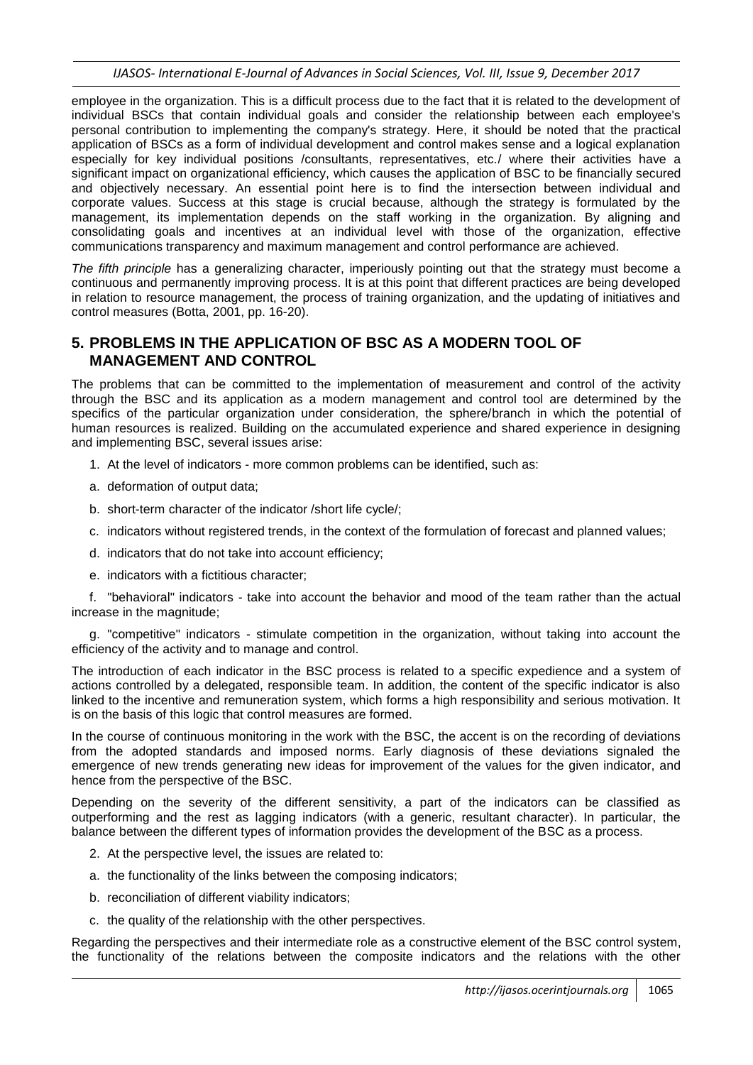employee in the organization. This is a difficult process due to the fact that it is related to the development of individual BSCs that contain individual goals and consider the relationship between each employee's personal contribution to implementing the company's strategy. Here, it should be noted that the practical application of BSCs as a form of individual development and control makes sense and a logical explanation especially for key individual positions /consultants, representatives, etc./ where their activities have a significant impact on organizational efficiency, which causes the application of BSC to be financially secured and objectively necessary. An essential point here is to find the intersection between individual and corporate values. Success at this stage is crucial because, although the strategy is formulated by the management, its implementation depends on the staff working in the organization. By aligning and consolidating goals and incentives at an individual level with those of the organization, effective communications transparency and maximum management and control performance are achieved.

*The fifth principle* has a generalizing character, imperiously pointing out that the strategy must become a continuous and permanently improving process. It is at this point that different practices are being developed in relation to resource management, the process of training organization, and the updating of initiatives and control measures (Botta, 2001, pp. 16-20).

## 5. PROBLEMS IN THE APPLICATION OF BSC AS A MODERN TOOL OF MANAGEMENT AND CONTROL

The problems that can be committed to the implementation of measurement and control of the activity through the BSC and its application as a modern management and control tool are determined by the specifics of the particular organization under consideration, the sphere/branch in which the potential of human resources is realized. Building on the accumulated experience and shared experience in designing and implementing BSC, several issues arise:

1. At the level of indicators - more common problems can be identified, such as:

a. deformation of output data;

b. short-term character of the indicator /short life cycle/;

c. indicators without registered trends, in the context of the formulation of forecast and planned values;

d. indicators that do not take into account efficiency;

e. indicators with a fictitious character;

f. "behavioral" indicators - take into account the behavior and mood of the team rather than the actual increase in the magnitude;

g. "competitive" indicators - stimulate competition in the organization, without taking into account the efficiency of the activity and to manage and control.

The introduction of each indicator in the BSC process is related to a specific expedience and a system of actions controlled by a delegated, responsible team. In addition, the content of the specific indicator is also linked to the incentive and remuneration system, which forms a high responsibility and serious motivation. It is on the basis of this logic that control measures are formed.

In the course of continuous monitoring in the work with the BSC, the accent is on the recording of deviations from the adopted standards and imposed norms. Early diagnosis of these deviations signaled the emergence of new trends generating new ideas for improvement of the values for the given indicator, and hence from the perspective of the BSC.

Depending on the severity of the different sensitivity, a part of the indicators can be classified as outperforming and the rest as lagging indicators (with a generic, resultant character). In particular, the balance between the different types of information provides the development of the BSC as a process.

2. At the perspective level, the issues are related to:

a. the functionality of the links between the composing indicators;

b. reconciliation of different viability indicators;

c. the quality of the relationship with the other perspectives.

Regarding the perspectives and their intermediate role as a constructive element of the BSC control system, the functionality of the relations between the composite indicators and the relations with the other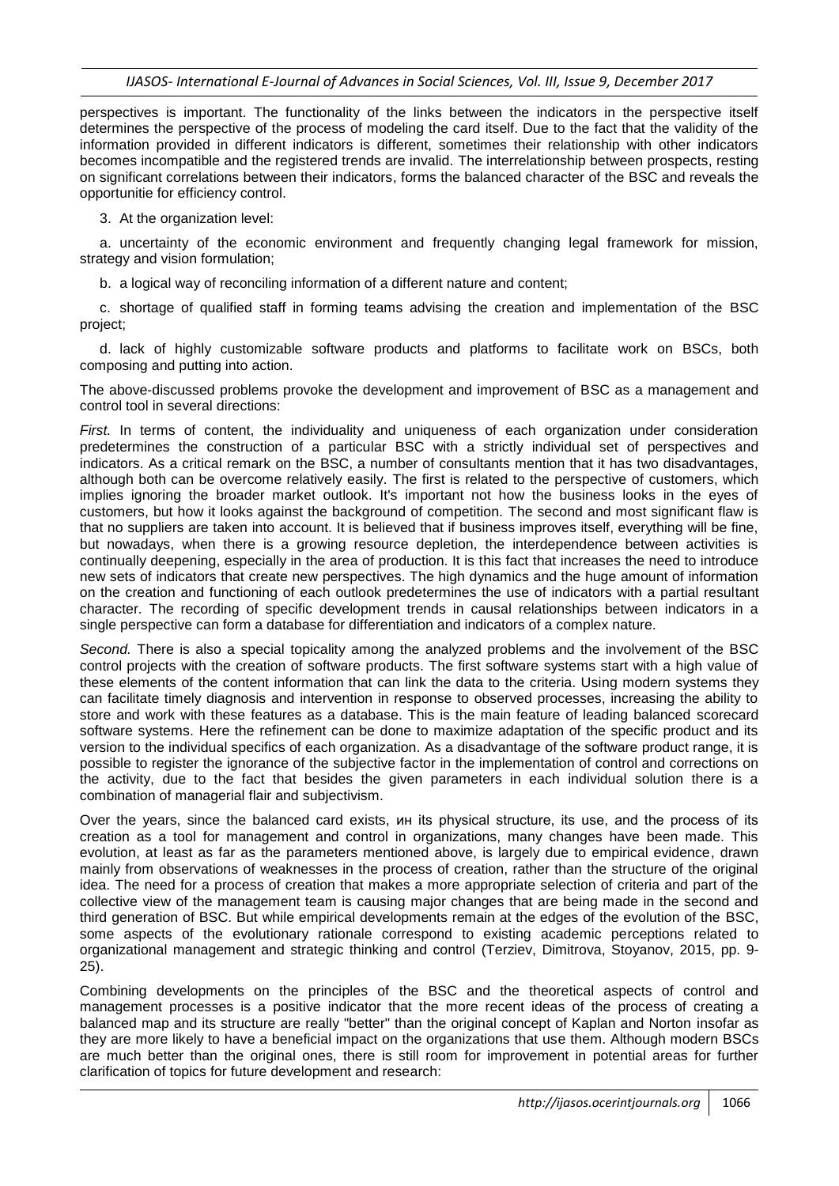perspectives is important. The functionality of the links between the indicators in the perspective itself determines the perspective of the process of modeling the card itself. Due to the fact that the validity of the information provided in different indicators is different, sometimes their relationship with other indicators becomes incompatible and the registered trends are invalid. The interrelationship between prospects, resting on significant correlations between their indicators, forms the balanced character of the BSC and reveals the opportunitie for efficiency control.

3. At the organization level:

a. uncertainty of the economic environment and frequently changing legal framework for mission, strategy and vision formulation;

b. a logical way of reconciling information of a different nature and content;

c. shortage of qualified staff in forming teams advising the creation and implementation of the BSC project;

d. lack of highly customizable software products and platforms to facilitate work on BSCs, both composing and putting into action.

The above-discussed problems provoke the development and improvement of BSC as a management and control tool in several directions:

*First.* In terms of content, the individuality and uniqueness of each organization under consideration predetermines the construction of a particular BSC with a strictly individual set of perspectives and indicators. As a critical remark on the BSC, a number of consultants mention that it has two disadvantages, although both can be overcome relatively easily. The first is related to the perspective of customers, which implies ignoring the broader market outlook. It's important not how the business looks in the eyes of customers, but how it looks against the background of competition. The second and most significant flaw is that no suppliers are taken into account. It is believed that if business improves itself, everything will be fine, but nowadays, when there is a growing resource depletion, the interdependence between activities is continually deepening, especially in the area of production. It is this fact that increases the need to introduce new sets of indicators that create new perspectives. The high dynamics and the huge amount of information on the creation and functioning of each outlook predetermines the use of indicators with a partial resultant character. The recording of specific development trends in causal relationships between indicators in a single perspective can form a database for differentiation and indicators of a complex nature.

*Second.* There is also a special topicality among the analyzed problems and the involvement of the BSC control projects with the creation of software products. The first software systems start with a high value of these elements of the content information that can link the data to the criteria. Using modern systems they can facilitate timely diagnosis and intervention in response to observed processes, increasing the ability to store and work with these features as a database. This is the main feature of leading balanced scorecard software systems. Here the refinement can be done to maximize adaptation of the specific product and its version to the individual specifics of each organization. As a disadvantage of the software product range, it is possible to register the ignorance of the subjective factor in the implementation of control and corrections on the activity, due to the fact that besides the given parameters in each individual solution there is a combination of managerial flair and subjectivism.

Over the years, since the balanced card exists, ин its physical structure, its use, and the process of its creation as a tool for management and control in organizations, many changes have been made. This evolution, at least as far as the parameters mentioned above, is largely due to empirical evidence, drawn mainly from observations of weaknesses in the process of creation, rather than the structure of the original idea. The need for a process of creation that makes a more appropriate selection of criteria and part of the collective view of the management team is causing major changes that are being made in the second and third generation of BSC. But while empirical developments remain at the edges of the evolution of the BSC, some aspects of the evolutionary rationale correspond to existing academic perceptions related to organizational management and strategic thinking and control (Terziev, Dimitrova, Stoyanov, 2015, pp. 9-25).

Combining developments on the principles of the BSC and the theoretical aspects of control and management processes is a positive indicator that the more recent ideas of the process of creating a balanced map and its structure are really "better" than the original concept of Kaplan and Norton insofar as they are more likely to have a beneficial impact on the organizations that use them. Although modern BSCs are much better than the original ones, there is still room for improvement in potential areas for further clarification of topics for future development and research: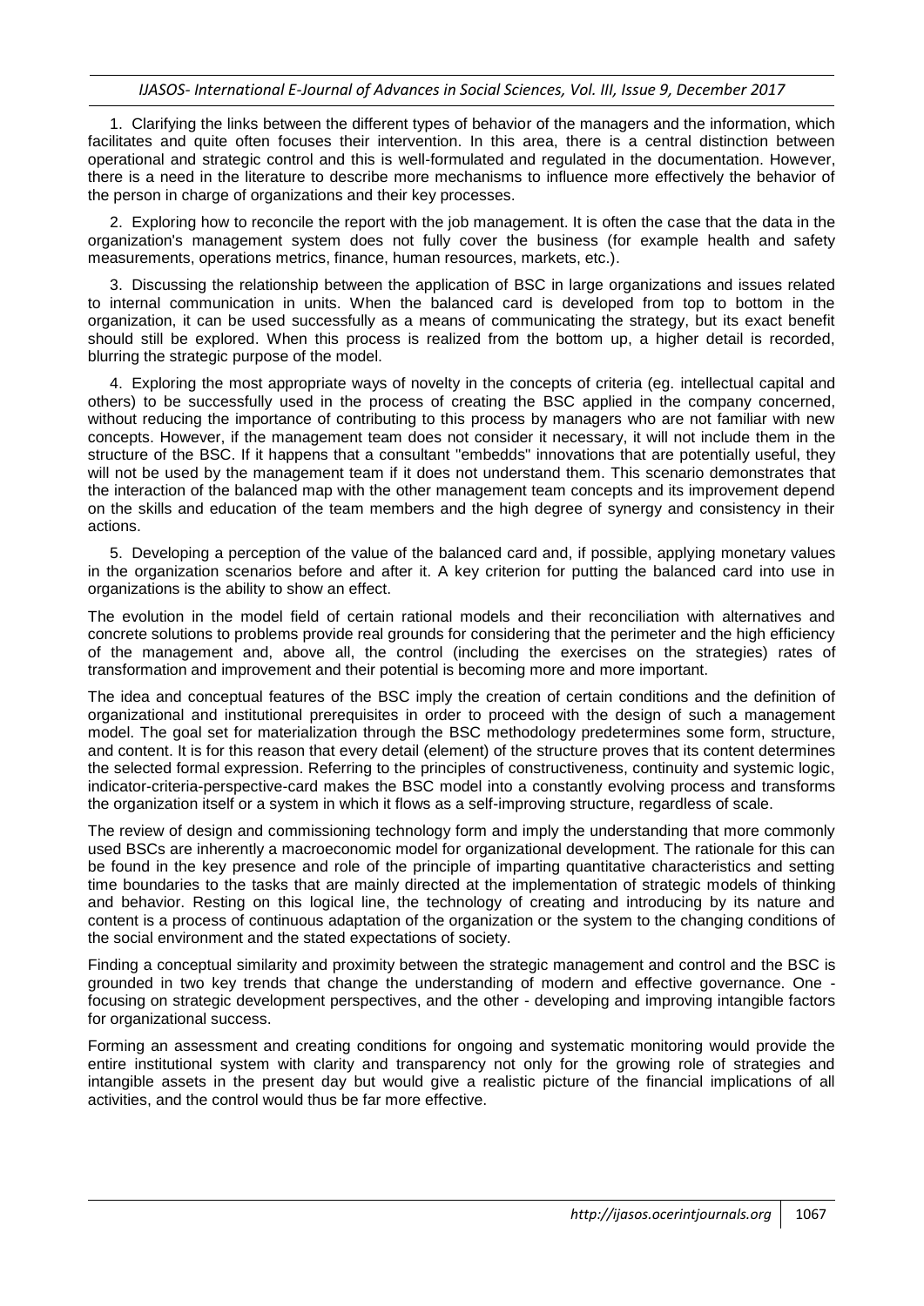1. Clarifying the links between the different types of behavior of the managers and the information, which facilitates and quite often focuses their intervention. In this area, there is a central distinction between operational and strategic control and this is well-formulated and regulated in the documentation. However, there is a need in the literature to describe more mechanisms to influence more effectively the behavior of the person in charge of organizations and their key processes.

2. Exploring how to reconcile the report with the job management. It is often the case that the data in the organization's management system does not fully cover the business (for example health and safety measurements, operations metrics, finance, human resources, markets, etc.).

3. Discussing the relationship between the application of BSC in large organizations and issues related to internal communication in units. When the balanced card is developed from top to bottom in the organization, it can be used successfully as a means of communicating the strategy, but its exact benefit should still be explored. When this process is realized from the bottom up, a higher detail is recorded, blurring the strategic purpose of the model.

4. Exploring the most appropriate ways of novelty in the concepts of criteria (eg. intellectual capital and others) to be successfully used in the process of creating the BSC applied in the company concerned, without reducing the importance of contributing to this process by managers who are not familiar with new concepts. However, if the management team does not consider it necessary, it will not include them in the structure of the BSC. If it happens that a consultant "embedds" innovations that are potentially useful, they will not be used by the management team if it does not understand them. This scenario demonstrates that the interaction of the balanced map with the other management team concepts and its improvement depend on the skills and education of the team members and the high degree of synergy and consistency in their actions.

5. Developing a perception of the value of the balanced card and, if possible, applying monetary values in the organization scenarios before and after it. A key criterion for putting the balanced card into use in organizations is the ability to show an effect.

The evolution in the model field of certain rational models and their reconciliation with alternatives and concrete solutions to problems provide real grounds for considering that the perimeter and the high efficiency of the management and, above all, the control (including the exercises on the strategies) rates of transformation and improvement and their potential is becoming more and more important.

The idea and conceptual features of the BSC imply the creation of certain conditions and the definition of organizational and institutional prerequisites in order to proceed with the design of such a management model. The goal set for materialization through the BSC methodology predetermines some form, structure, and content. It is for this reason that every detail (element) of the structure proves that its content determines the selected formal expression. Referring to the principles of constructiveness, continuity and systemic logic, indicator-criteria-perspective-card makes the BSC model into a constantly evolving process and transforms the organization itself or a system in which it flows as a self-improving structure, regardless of scale.

The review of design and commissioning technology form and imply the understanding that more commonly used BSCs are inherently a macroeconomic model for organizational development. The rationale for this can be found in the key presence and role of the principle of imparting quantitative characteristics and setting time boundaries to the tasks that are mainly directed at the implementation of strategic models of thinking and behavior. Resting on this logical line, the technology of creating and introducing by its nature and content is a process of continuous adaptation of the organization or the system to the changing conditions of the social environment and the stated expectations of society.

Finding a conceptual similarity and proximity between the strategic management and control and the BSC is grounded in two key trends that change the understanding of modern and effective governance. One - focusing on strategic development perspectives, and the other - developing and improving intangible factors for organizational success.

Forming an assessment and creating conditions for ongoing and systematic monitoring would provide the entire institutional system with clarity and transparency not only for the growing role of strategies and intangible assets in the present day but would give a realistic picture of the financial implications of all activities, and the control would thus be far more effective.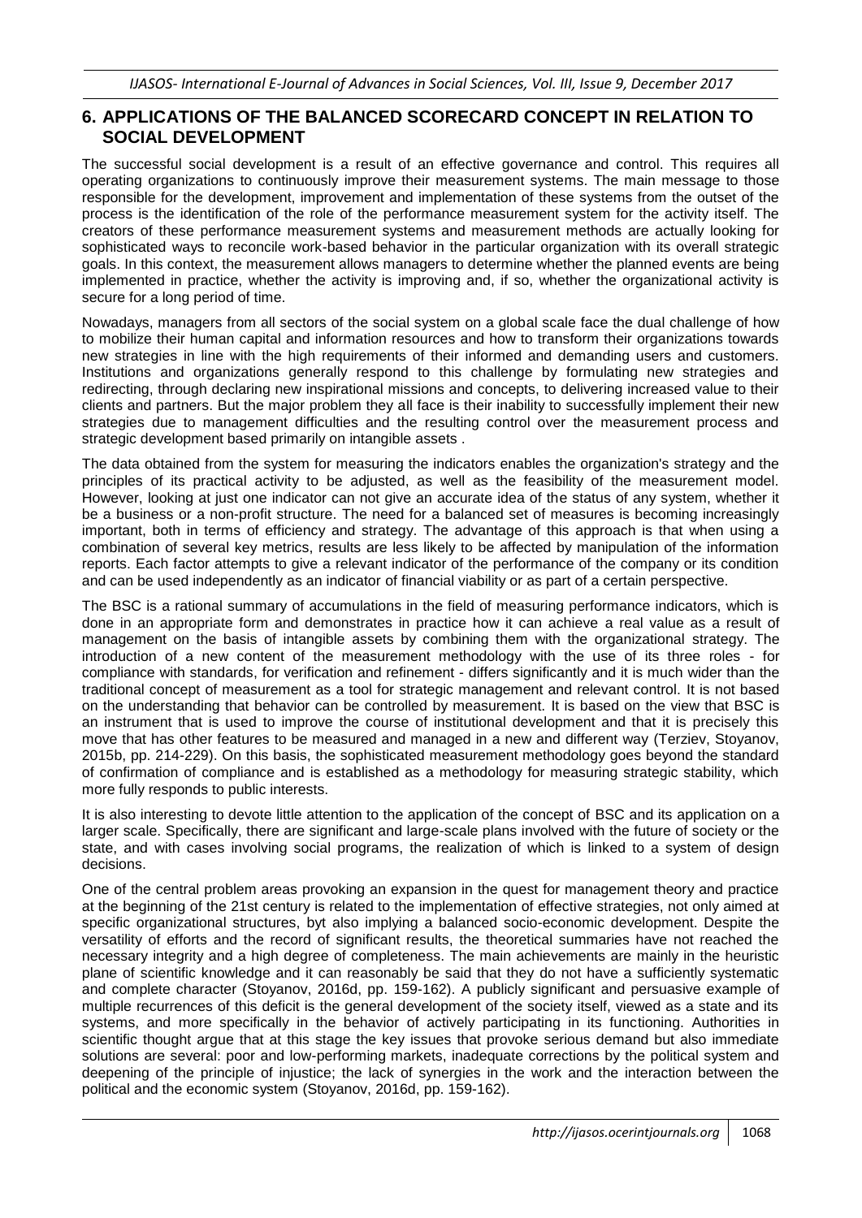## 6. APPLICATIONS OF THE BALANCED SCORECARD CONCEPT IN RELATION TO SOCIAL DEVELOPMENT

The successful social development is a result of an effective governance and control. This requires all operating organizations to continuously improve their measurement systems. The main message to those responsible for the development, improvement and implementation of these systems from the outset of the process is the identification of the role of the performance measurement system for the activity itself. The creators of these performance measurement systems and measurement methods are actually looking for sophisticated ways to reconcile work-based behavior in the particular organization with its overall strategic goals. In this context, the measurement allows managers to determine whether the planned events are being implemented in practice, whether the activity is improving and, if so, whether the organizational activity is secure for a long period of time.

Nowadays, managers from all sectors of the social system on a global scale face the dual challenge of how to mobilize their human capital and information resources and how to transform their organizations towards new strategies in line with the high requirements of their informed and demanding users and customers. Institutions and organizations generally respond to this challenge by formulating new strategies and redirecting, through declaring new inspirational missions and concepts, to delivering increased value to their clients and partners. But the major problem they all face is their inability to successfully implement their new strategies due to management difficulties and the resulting control over the measurement process and strategic development based primarily on intangible assets .

The data obtained from the system for measuring the indicators enables the organization's strategy and the principles of its practical activity to be adjusted, as well as the feasibility of the measurement model. However, looking at just one indicator can not give an accurate idea of the status of any system, whether it be a business or a non-profit structure. The need for a balanced set of measures is becoming increasingly important, both in terms of efficiency and strategy. The advantage of this approach is that when using a combination of several key metrics, results are less likely to be affected by manipulation of the information reports. Each factor attempts to give a relevant indicator of the performance of the company or its condition and can be used independently as an indicator of financial viability or as part of a certain perspective.

The BSC is a rational summary of accumulations in the field of measuring performance indicators, which is done in an appropriate form and demonstrates in practice how it can achieve a real value as a result of management on the basis of intangible assets by combining them with the organizational strategy. The introduction of a new content of the measurement methodology with the use of its three roles - for compliance with standards, for verification and refinement - differs significantly and it is much wider than the traditional concept of measurement as a tool for strategic management and relevant control. It is not based on the understanding that behavior can be controlled by measurement. It is based on the view that BSC is an instrument that is used to improve the course of institutional development and that it is precisely this move that has other features to be measured and managed in a new and different way (Terziev, Stoyanov, 2015b, pp. 214-229). On this basis, the sophisticated measurement methodology goes beyond the standard of confirmation of compliance and is established as a methodology for measuring strategic stability, which more fully responds to public interests.

It is also interesting to devote little attention to the application of the concept of BSC and its application on a larger scale. Specifically, there are significant and large-scale plans involved with the future of society or the state, and with cases involving social programs, the realization of which is linked to a system of design decisions.

One of the central problem areas provoking an expansion in the quest for management theory and practice at the beginning of the 21st century is related to the implementation of effective strategies, not only aimed at specific organizational structures, byt also implying a balanced socio-economic development. Despite the versatility of efforts and the record of significant results, the theoretical summaries have not reached the necessary integrity and a high degree of completeness. The main achievements are mainly in the heuristic plane of scientific knowledge and it can reasonably be said that they do not have a sufficiently systematic and complete character (Stoyanov, 2016d, pp. 159-162). A publicly significant and persuasive example of multiple recurrences of this deficit is the general development of the society itself, viewed as a state and its systems, and more specifically in the behavior of actively participating in its functioning. Authorities in scientific thought argue that at this stage the key issues that provoke serious demand but also immediate solutions are several: poor and low-performing markets, inadequate corrections by the political system and deepening of the principle of injustice; the lack of synergies in the work and the interaction between the political and the economic system (Stoyanov, 2016d, pp. 159-162).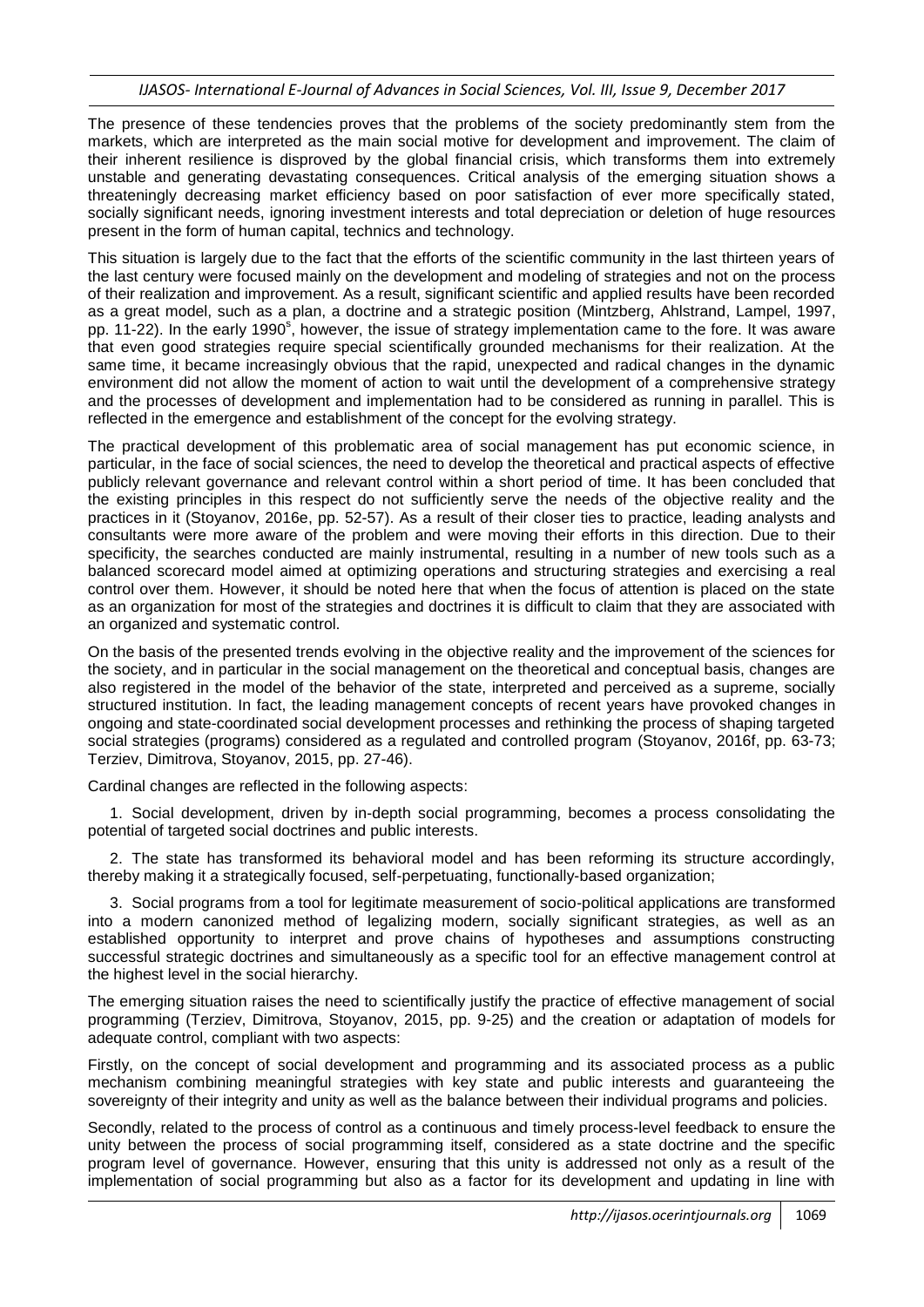The presence of these tendencies proves that the problems of the society predominantly stem from the markets, which are interpreted as the main social motive for development and improvement. The claim of their inherent resilience is disproved by the global financial crisis, which transforms them into extremely unstable and generating devastating consequences. Critical analysis of the emerging situation shows a threateningly decreasing market efficiency based on poor satisfaction of ever more specifically stated, socially significant needs, ignoring investment interests and total depreciation or deletion of huge resources present in the form of human capital, technics and technology.

This situation is largely due to the fact that the efforts of the scientific community in the last thirteen years of the last century were focused mainly on the development and modeling of strategies and not on the process of their realization and improvement. As a result, significant scientific and applied results have been recorded as a great model, such as a plan, a doctrine and a strategic position (Mintzberg, Ahlstrand, Lampel, 1997, pp. 11-22). In the early 1990s, however, the issue of strategy implementation came to the fore. It was aware that even good strategies require special scientifically grounded mechanisms for their realization. At the same time, it became increasingly obvious that the rapid, unexpected and radical changes in the dynamic environment did not allow the moment of action to wait until the development of a comprehensive strategy and the processes of development and implementation had to be considered as running in parallel. This is reflected in the emergence and establishment of the concept for the evolving strategy.

The practical development of this problematic area of social management has put economic science, in particular, in the face of social sciences, the need to develop the theoretical and practical aspects of effective publicly relevant governance and relevant control within a short period of time. It has been concluded that the existing principles in this respect do not sufficiently serve the needs of the objective reality and the practices in it (Stoyanov, 2016e, pp. 52-57). As a result of their closer ties to practice, leading analysts and consultants were more aware of the problem and were moving their efforts in this direction. Due to their specificity, the searches conducted are mainly instrumental, resulting in a number of new tools such as a balanced scorecard model aimed at optimizing operations and structuring strategies and exercising a real control over them. However, it should be noted here that when the focus of attention is placed on the state as an organization for most of the strategies and doctrines it is difficult to claim that they are associated with an organized and systematic control.

On the basis of the presented trends evolving in the objective reality and the improvement of the sciences for the society, and in particular in the social management on the theoretical and conceptual basis, changes are also registered in the model of the behavior of the state, interpreted and perceived as a supreme, socially structured institution. In fact, the leading management concepts of recent years have provoked changes in ongoing and state-coordinated social development processes and rethinking the process of shaping targeted social strategies (programs) considered as a regulated and controlled program (Stoyanov, 2016f, pp. 63-73; Terziev, Dimitrova, Stoyanov, 2015, pp. 27-46).

Cardinal changes are reflected in the following aspects:

1. Social development, driven by in-depth social programming, becomes a process consolidating the potential of targeted social doctrines and public interests.

2. The state has transformed its behavioral model and has been reforming its structure accordingly, thereby making it a strategically focused, self-perpetuating, functionally-based organization;

3. Social programs from a tool for legitimate measurement of socio-political applications are transformed into a modern canonized method of legalizing modern, socially significant strategies, as well as an established opportunity to interpret and prove chains of hypotheses and assumptions constructing successful strategic doctrines and simultaneously as a specific tool for an effective management control at the highest level in the social hierarchy.

The emerging situation raises the need to scientifically justify the practice of effective management of social programming (Terziev, Dimitrova, Stoyanov, 2015, pp. 9-25) and the creation or adaptation of models for adequate control, compliant with two aspects:

Firstly, on the concept of social development and programming and its associated process as a public mechanism combining meaningful strategies with key state and public interests and guaranteeing the sovereignty of their integrity and unity as well as the balance between their individual programs and policies.

Secondly, related to the process of control as a continuous and timely process-level feedback to ensure the unity between the process of social programming itself, considered as a state doctrine and the specific program level of governance. However, ensuring that this unity is addressed not only as a result of the implementation of social programming but also as a factor for its development and updating in line with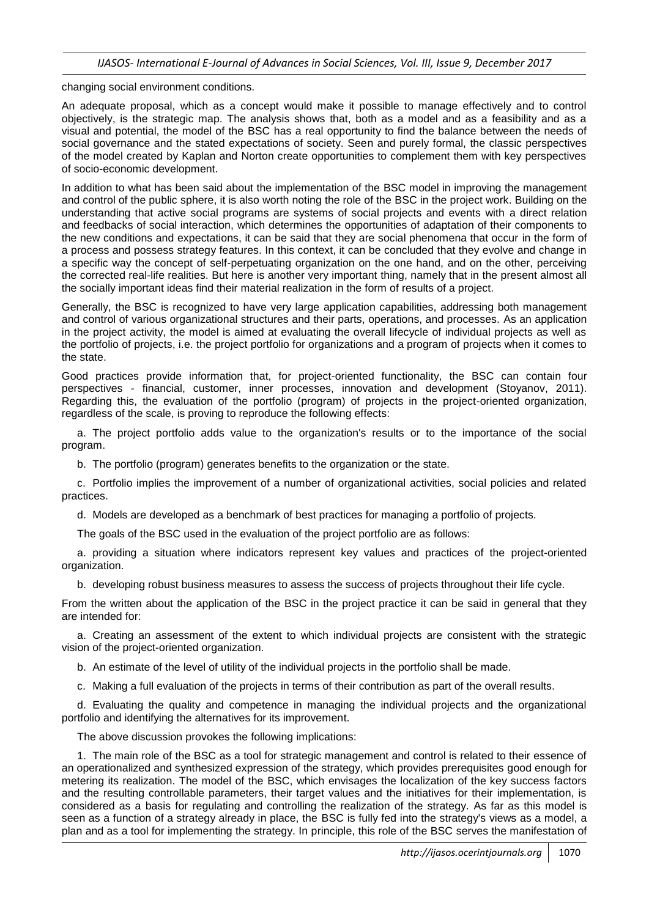changing social environment conditions.

An adequate proposal, which as a concept would make it possible to manage effectively and to control objectively, is the strategic map. The analysis shows that, both as a model and as a feasibility and as a visual and potential, the model of the BSC has a real opportunity to find the balance between the needs of social governance and the stated expectations of society. Seen and purely formal, the classic perspectives of the model created by Kaplan and Norton create opportunities to complement them with key perspectives of socio-economic development.

In addition to what has been said about the implementation of the BSC model in improving the management and control of the public sphere, it is also worth noting the role of the BSC in the project work. Building on the understanding that active social programs are systems of social projects and events with a direct relation and feedbacks of social interaction, which determines the opportunities of adaptation of their components to the new conditions and expectations, it can be said that they are social phenomena that occur in the form of a process and possess strategy features. In this context, it can be concluded that they evolve and change in a specific way the concept of self-perpetuating organization on the one hand, and on the other, perceiving the corrected real-life realities. But here is another very important thing, namely that in the present almost all the socially important ideas find their material realization in the form of results of a project.

Generally, the BSC is recognized to have very large application capabilities, addressing both management and control of various organizational structures and their parts, operations, and processes. As an application in the project activity, the model is aimed at evaluating the overall lifecycle of individual projects as well as the portfolio of projects, i.e. the project portfolio for organizations and a program of projects when it comes to the state.

Good practices provide information that, for project-oriented functionality, the BSC can contain four perspectives - financial, customer, inner processes, innovation and development (Stoyanov, 2011). Regarding this, the evaluation of the portfolio (program) of projects in the project-oriented organization, regardless of the scale, is proving to reproduce the following effects:

a. The project portfolio adds value to the organization's results or to the importance of the social program.

b. The portfolio (program) generates benefits to the organization or the state.

c. Portfolio implies the improvement of a number of organizational activities, social policies and related practices.

d. Models are developed as a benchmark of best practices for managing a portfolio of projects.

The goals of the BSC used in the evaluation of the project portfolio are as follows:

a. providing a situation where indicators represent key values and practices of the project-oriented organization.

b. developing robust business measures to assess the success of projects throughout their life cycle.

From the written about the application of the BSC in the project practice it can be said in general that they are intended for:

a. Creating an assessment of the extent to which individual projects are consistent with the strategic vision of the project-oriented organization.

b. An estimate of the level of utility of the individual projects in the portfolio shall be made.

c. Making a full evaluation of the projects in terms of their contribution as part of the overall results.

d. Evaluating the quality and competence in managing the individual projects and the organizational portfolio and identifying the alternatives for its improvement.

The above discussion provokes the following implications:

1. The main role of the BSC as a tool for strategic management and control is related to their essence of an operationalized and synthesized expression of the strategy, which provides prerequisites good enough for metering its realization. The model of the BSC, which envisages the localization of the key success factors and the resulting controllable parameters, their target values and the initiatives for their implementation, is considered as a basis for regulating and controlling the realization of the strategy. As far as this model is seen as a function of a strategy already in place, the BSC is fully fed into the strategy's views as a model, a plan and as a tool for implementing the strategy. In principle, this role of the BSC serves the manifestation of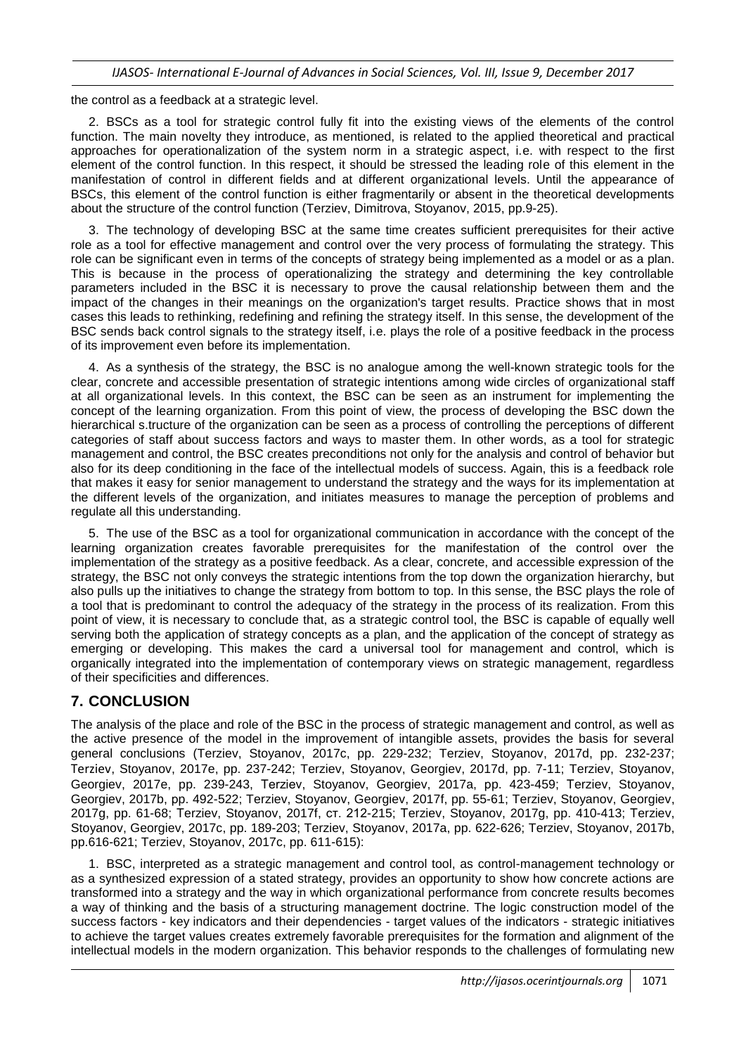the control as a feedback at a strategic level.

2. BSCs as a tool for strategic control fully fit into the existing views of the elements of the control function. The main novelty they introduce, as mentioned, is related to the applied theoretical and practical approaches for operationalization of the system norm in a strategic aspect, i.e. with respect to the first element of the control function. In this respect, it should be stressed the leading role of this element in the manifestation of control in different fields and at different organizational levels. Until the appearance of BSCs, this element of the control function is either fragmentarily or absent in the theoretical developments about the structure of the control function (Terziev, Dimitrova, Stoyanov, 2015, pp.9-25).

3. The technology of developing BSC at the same time creates sufficient prerequisites for their active role as a tool for effective management and control over the very process of formulating the strategy. This role can be significant even in terms of the concepts of strategy being implemented as a model or as a plan. This is because in the process of operationalizing the strategy and determining the key controllable parameters included in the BSC it is necessary to prove the causal relationship between them and the impact of the changes in their meanings on the organization's target results. Practice shows that in most cases this leads to rethinking, redefining and refining the strategy itself. In this sense, the development of the BSC sends back control signals to the strategy itself, i.e. plays the role of a positive feedback in the process of its improvement even before its implementation.

4. As a synthesis of the strategy, the BSC is no analogue among the well-known strategic tools for the clear, concrete and accessible presentation of strategic intentions among wide circles of organizational staff at all organizational levels. In this context, the BSC can be seen as an instrument for implementing the concept of the learning organization. From this point of view, the process of developing the BSC down the hierarchical s.tructure of the organization can be seen as a process of controlling the perceptions of different categories of staff about success factors and ways to master them. In other words, as a tool for strategic management and control, the BSC creates preconditions not only for the analysis and control of behavior but also for its deep conditioning in the face of the intellectual models of success. Again, this is a feedback role that makes it easy for senior management to understand the strategy and the ways for its implementation at the different levels of the organization, and initiates measures to manage the perception of problems and regulate all this understanding.

5. The use of the BSC as a tool for organizational communication in accordance with the concept of the learning organization creates favorable prerequisites for the manifestation of the control over the implementation of the strategy as a positive feedback. As a clear, concrete, and accessible expression of the strategy, the BSC not only conveys the strategic intentions from the top down the organization hierarchy, but also pulls up the initiatives to change the strategy from bottom to top. In this sense, the BSC plays the role of a tool that is predominant to control the adequacy of the strategy in the process of its realization. From this point of view, it is necessary to conclude that, as a strategic control tool, the BSC is capable of equally well serving both the application of strategy concepts as a plan, and the application of the concept of strategy as emerging or developing. This makes the card a universal tool for management and control, which is organically integrated into the implementation of contemporary views on strategic management, regardless of their specificities and differences.

## 7. CONCLUSION

The analysis of the place and role of the BSC in the process of strategic management and control, as well as the active presence of the model in the improvement of intangible assets, provides the basis for several general conclusions (Terziev, Stoyanov, 2017c, pp. 229-232; Terziev, Stoyanov, 2017d, pp. 232-237; Terziev, Stoyanov, 2017e, pp. 237-242; Terziev, Stoyanov, Georgiev, 2017d, pp. 7-11; Terziev, Stoyanov, Georgiev, 2017e, pp. 239-243, Terziev, Stoyanov, Georgiev, 2017a, pp. 423-459; Terziev, Stoyanov, Georgiev, 2017b, pp. 492-522; Terziev, Stoyanov, Georgiev, 2017f, pp. 55-61; Terziev, Stoyanov, Georgiev, 2017g, pp. 61-68; Terziev, Stoyanov, 2017f, ст. 212-215; Terziev, Stoyanov, 2017g, pp. 410-413; Terziev, Stoyanov, Georgiev, 2017c, pp. 189-203; Terziev, Stoyanov, 2017a, pp. 622-626; Terziev, Stoyanov, 2017b, pp.616-621; Terziev, Stoyanov, 2017c, pp. 611-615):

1. BSC, interpreted as a strategic management and control tool, as control-management technology or as a synthesized expression of a stated strategy, provides an opportunity to show how concrete actions are transformed into a strategy and the way in which organizational performance from concrete results becomes a way of thinking and the basis of a structuring management doctrine. The logic construction model of the success factors - key indicators and their dependencies - target values of the indicators - strategic initiatives to achieve the target values creates extremely favorable prerequisites for the formation and alignment of the intellectual models in the modern organization. This behavior responds to the challenges of formulating new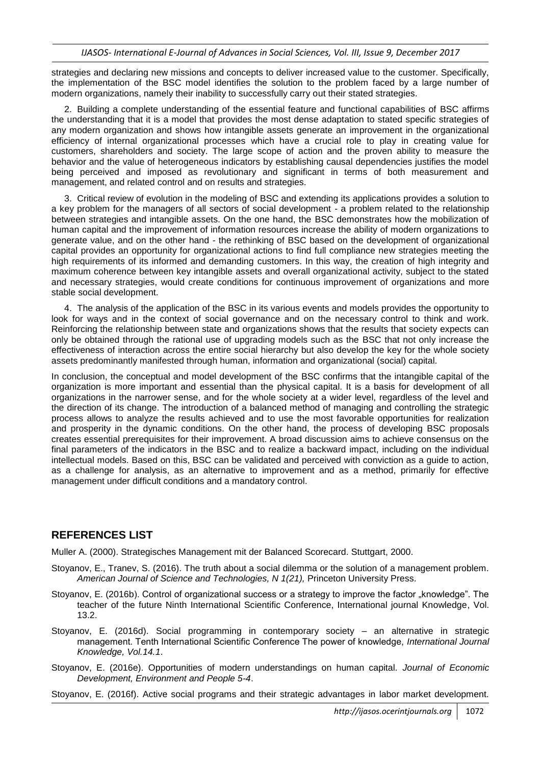strategies and declaring new missions and concepts to deliver increased value to the customer. Specifically, the implementation of the BSC model identifies the solution to the problem faced by a large number of modern organizations, namely their inability to successfully carry out their stated strategies.

2. Building a complete understanding of the essential feature and functional capabilities of BSC affirms the understanding that it is a model that provides the most dense adaptation to stated specific strategies of any modern organization and shows how intangible assets generate an improvement in the organizational efficiency of internal organizational processes which have a crucial role to play in creating value for customers, shareholders and society. The large scope of action and the proven ability to measure the behavior and the value of heterogeneous indicators by establishing causal dependencies justifies the model being perceived and imposed as revolutionary and significant in terms of both measurement and management, and related control and on results and strategies.

3. Critical review of evolution in the modeling of BSC and extending its applications provides a solution to a key problem for the managers of all sectors of social development - a problem related to the relationship between strategies and intangible assets. On the one hand, the BSC demonstrates how the mobilization of human capital and the improvement of information resources increase the ability of modern organizations to generate value, and on the other hand - the rethinking of BSC based on the development of organizational capital provides an opportunity for organizational actions to find full compliance new strategies meeting the high requirements of its informed and demanding customers. In this way, the creation of high integrity and maximum coherence between key intangible assets and overall organizational activity, subject to the stated and necessary strategies, would create conditions for continuous improvement of organizations and more stable social development.

4. The analysis of the application of the BSC in its various events and models provides the opportunity to look for ways and in the context of social governance and on the necessary control to think and work. Reinforcing the relationship between state and organizations shows that the results that society expects can only be obtained through the rational use of upgrading models such as the BSC that not only increase the effectiveness of interaction across the entire social hierarchy but also develop the key for the whole society assets predominantly manifested through human, information and organizational (social) capital.

In conclusion, the conceptual and model development of the BSC confirms that the intangible capital of the organization is more important and essential than the physical capital. It is a basis for development of all organizations in the narrower sense, and for the whole society at a wider level, regardless of the level and the direction of its change. The introduction of a balanced method of managing and controlling the strategic process allows to analyze the results achieved and to use the most favorable opportunities for realization and prosperity in the dynamic conditions. On the other hand, the process of developing BSC proposals creates essential prerequisites for their improvement. A broad discussion aims to achieve consensus on the final parameters of the indicators in the BSC and to realize a backward impact, including on the individual intellectual models. Based on this, BSC can be validated and perceived with conviction as a guide to action, as a challenge for analysis, as an alternative to improvement and as a method, primarily for effective management under difficult conditions and a mandatory control.

## REFERENCES LIST

Muller A. (2000). Strategisches Management mit der Balanced Scorecard. Stuttgart, 2000.

Stoyanov, E., Tranev, S. (2016). The truth about a social dilemma or the solution of a management problem. *American Journal of Science and Technologies, N 1(21),* Princeton University Press.

Stoyanov, E. (2016b). Control of organizational success or a strategy to improve the factor „knowledge". The teacher of the future Ninth International Scientific Conference, International journal Knowledge, Vol. 13.2.

Stoyanov, E. (2016d). Social programming in contemporary society – an alternative in strategic management. Tenth International Scientific Conference The power of knowledge, *International Journal Knowledge, Vol.14.1*.

Stoyanov, E. (2016e). Opportunities of modern understandings on human capital. *Journal of Economic Development, Environment and People 5-4*.

Stoyanov, E. (2016f). Active social programs and their strategic advantages in labor market development.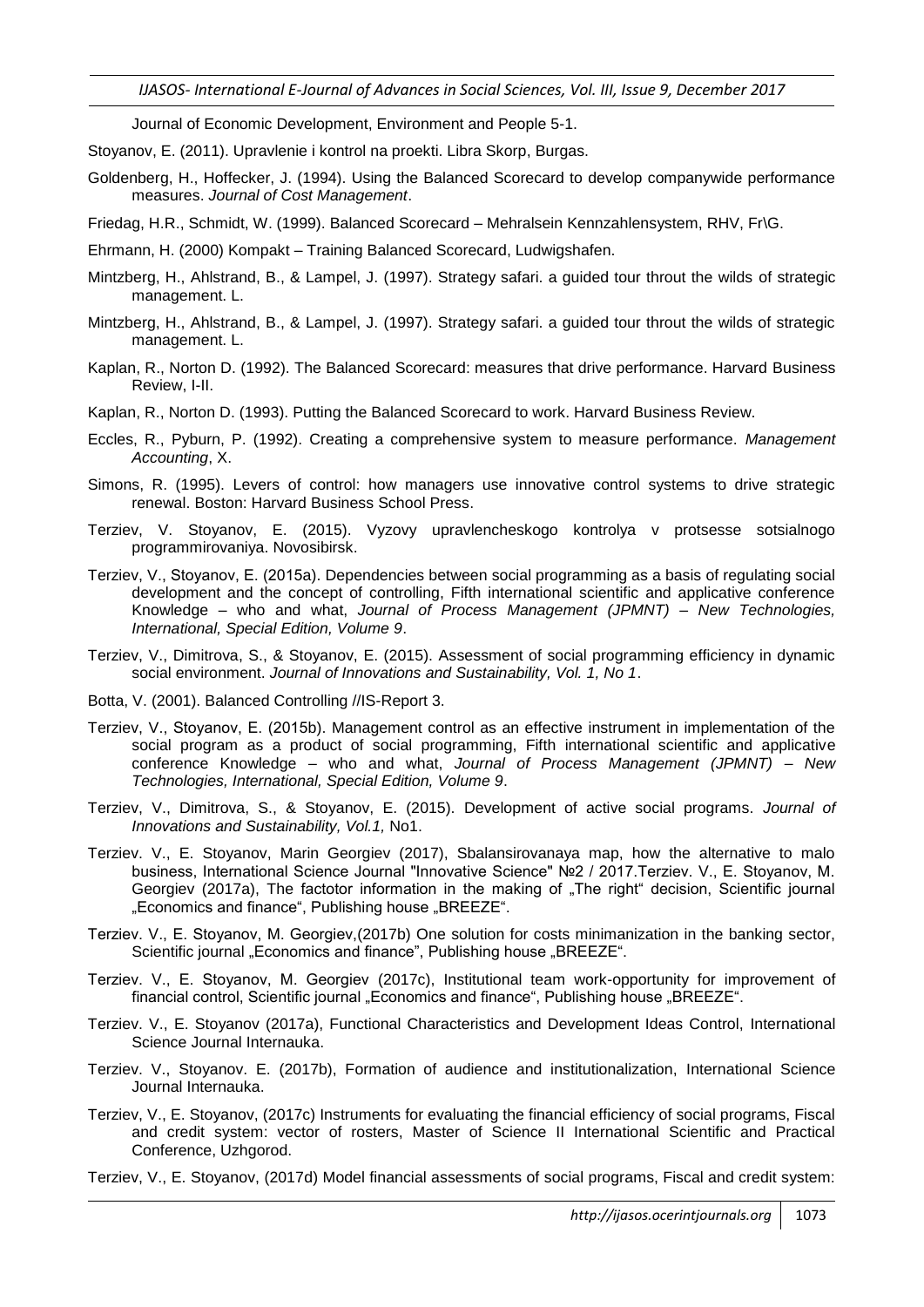Journal of Economic Development, Environment and People 5-1.

Stoyanov, E. (2011). Upravlenie i kontrol na proekti. Libra Skorp, Burgas.

Goldenberg, H., Hoffecker, J. (1994). Using the Balanced Scorecard to develop companywide performance measures. *Journal of Cost Management*.

Friedag, H.R., Schmidt, W. (1999). Balanced Scorecard – Mehralsein Kennzahlensystem, RHV, Fr\G.

Ehrmann, H. (2000) Kompakt – Training Balanced Scorecard, Ludwigshafen.

Mintzberg, H., Ahlstrand, B., & Lampel, J. (1997). Strategy safari. a guided tour throut the wilds of strategic management. L.

Mintzberg, H., Ahlstrand, B., & Lampel, J. (1997). Strategy safari. a guided tour throut the wilds of strategic management. L.

Kaplan, R., Norton D. (1992). The Balanced Scorecard: measures that drive performance. Harvard Business Review, I-II.

Kaplan, R., Norton D. (1993). Putting the Balanced Scorecard to work. Harvard Business Review.

Eccles, R., Pyburn, P. (1992). Creating a comprehensive system to measure performance. *Management Accounting*, X.

Simons, R. (1995). Levers of control: how managers use innovative control systems to drive strategic renewal. Boston: Harvard Business School Press.

Terziev, V. Stoyanov, E. (2015). Vyzovy upravlencheskogo kontrolya v protsesse sotsialnogo programmirovaniya. Novosibirsk.

Terziev, V., Stoyanov, E. (2015a). Dependencies between social programming as a basis of regulating social development and the concept of controlling, Fifth international scientific and applicative conference Knowledge – who and what, *Journal of Process Management (JPMNT) – New Technologies, International, Special Edition, Volume 9*.

Terziev, V., Dimitrova, S., & Stoyanov, E. (2015). Assessment of social programming efficiency in dynamic social environment. *Journal of Innovations and Sustainability, Vol. 1, No 1*.

Botta, V. (2001). Balanced Controlling //IS-Report 3.

Terziev, V., Stoyanov, E. (2015b). Management control as an effective instrument in implementation of the social program as a product of social programming, Fifth international scientific and applicative conference Knowledge – who and what, *Journal of Process Management (JPMNT) – New Technologies, International, Special Edition, Volume 9*.

Terziev, V., Dimitrova, S., & Stoyanov, E. (2015). Development of active social programs. *Journal of Innovations and Sustainability, Vol.1,* No1.

Terziev. V., E. Stoyanov, Marin Georgiev (2017), Sbalansirovanaya map, how the alternative to malo business, International Science Journal "Innovative Science" №2 / 2017.Terziev. V., E. Stoyanov, M. Georgiev (2017a), The factotor information in the making of „The right" decision, Scientific journal „Economics and finance", Publishing house „BREEZE".

Terziev. V., E. Stoyanov, M. Georgiev,(2017b) One solution for costs minimanization in the banking sector, Scientific journal „Economics and finance", Publishing house „BREEZE".

Terziev. V., E. Stoyanov, M. Georgiev (2017c), Institutional team work-opportunity for improvement of financial control, Scientific journal „Economics and finance", Publishing house „BREEZE".

Terziev. V., E. Stoyanov (2017a), Functional Characteristics and Development Ideas Control, International Science Journal Internauka.

Terziev. V., Stoyanov. E. (2017b), Formation of audience and institutionalization, International Science Journal Internauka.

Terziev, V., E. Stoyanov, (2017c) Instruments for evaluating the financial efficiency of social programs, Fiscal and credit system: vector of rosters, Master of Science II International Scientific and Practical Conference, Uzhgorod.

Terziev, V., E. Stoyanov, (2017d) Model financial assessments of social programs, Fiscal and credit system: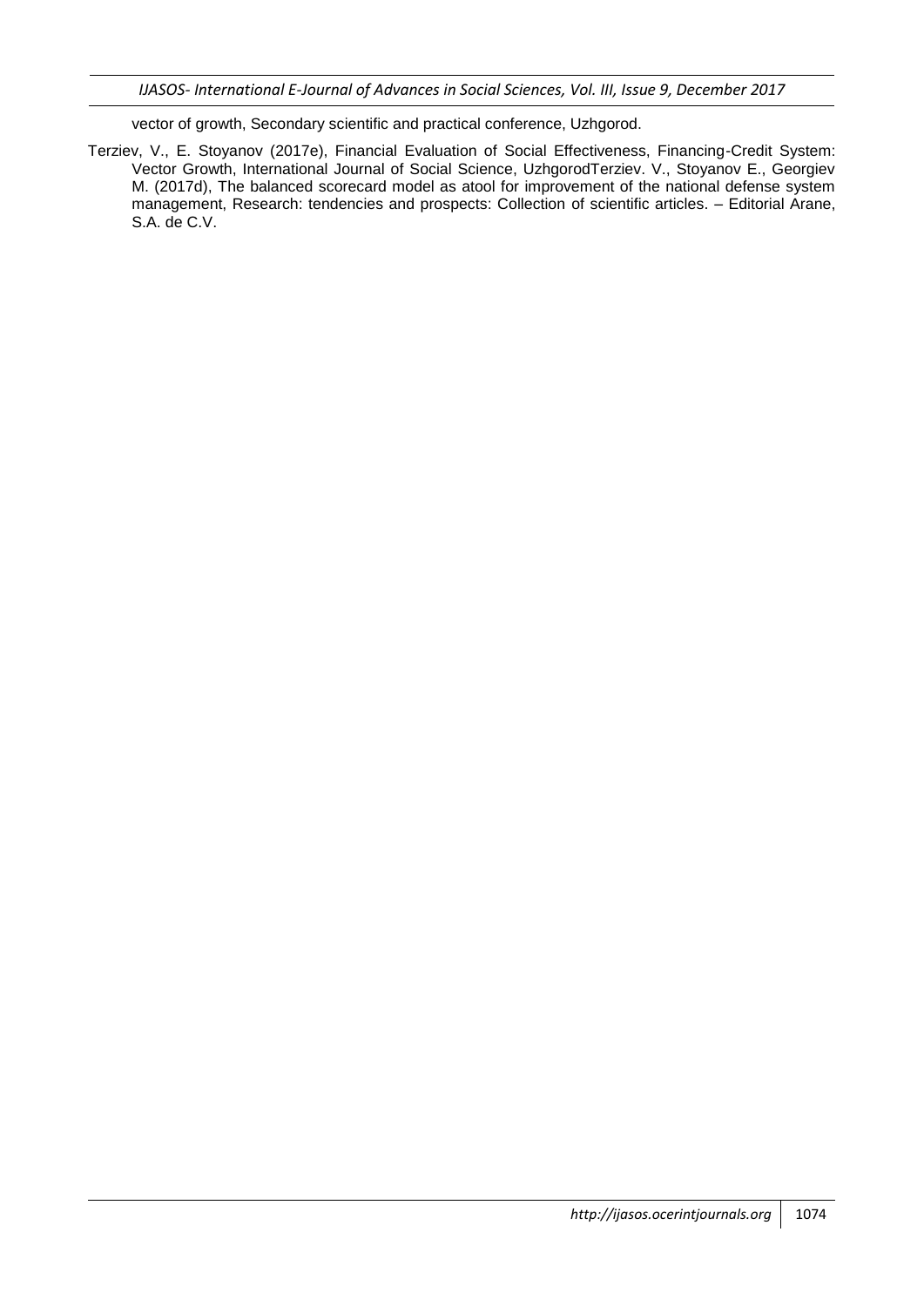vector of growth, Secondary scientific and practical conference, Uzhgorod.

Terziev, V., E. Stoyanov (2017e), Financial Evaluation of Social Effectiveness, Financing-Credit System: Vector Growth, International Journal of Social Science, UzhgorodTerziev. V., Stoyanov E., Georgiev M. (2017d), The balanced scorecard model as atool for improvement of the national defense system management, Research: tendencies and prospects: Collection of scientific articles. – Editorial Arane, S.A. de C.V.